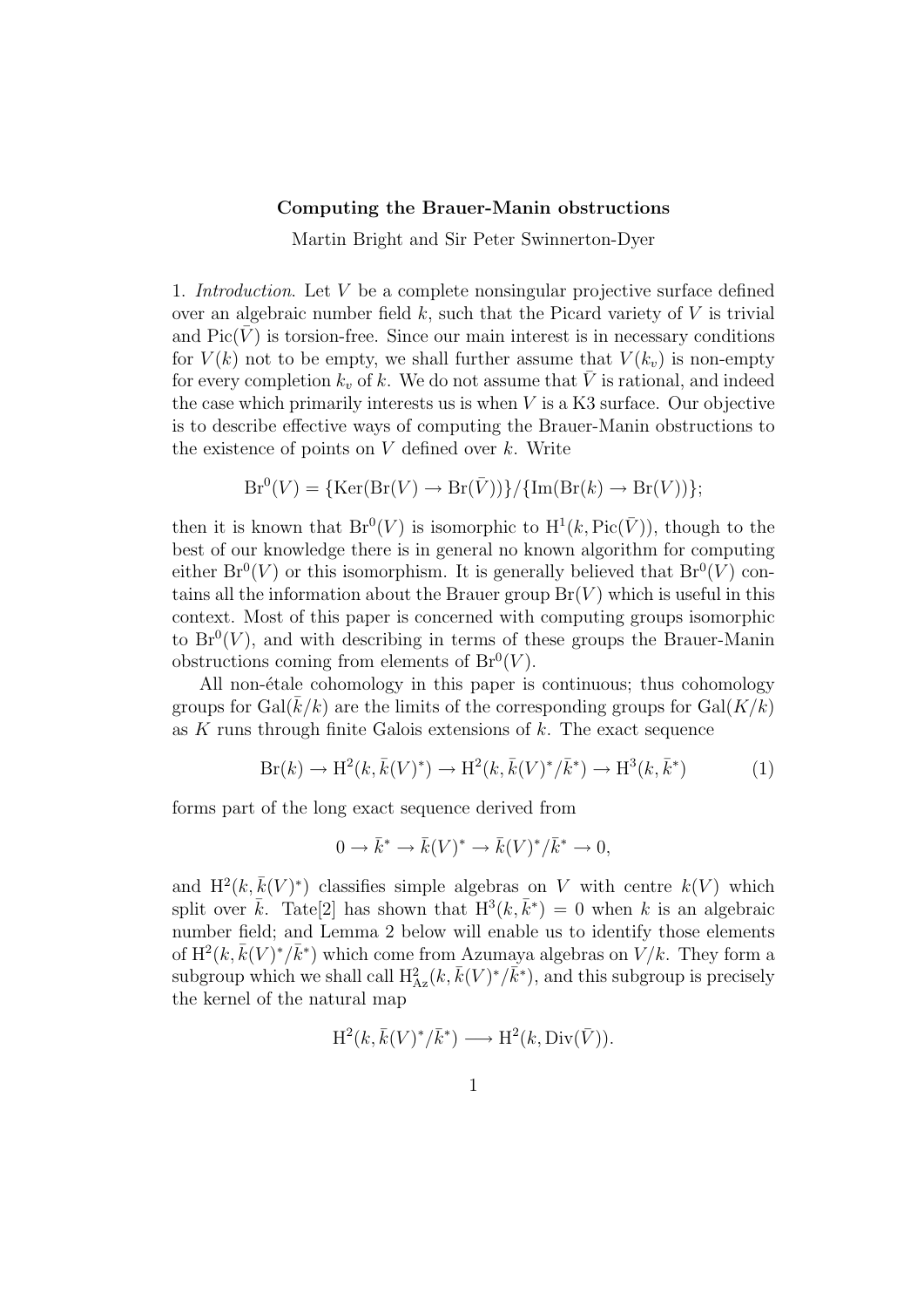**Computing the Brauer-Manin obstructions**

Martin Bright and Sir Peter Swinnerton-Dyer

1. *Introduction*. Let $V$ be a complete nonsingular projective surface defined over an algebraic number field $k$, such that the Picard variety of $V$ is trivial and $\mathrm{Pic}(\bar{V})$ is torsion-free. Since our main interest is in necessary conditions for $V(k)$ not to be empty, we shall further assume that $V(k_v)$ is non-empty for every completion $k_v$ of $k$. We do not assume that $\bar{V}$ is rational, and indeed the case which primarily interests us is when $V$ is a K3 surface. Our objective is to describe effective ways of computing the Brauer-Manin obstructions to the existence of points on $V$ defined over $k$. Write

$$\mathrm{Br}^0(V) = \{\mathrm{Ker}(\mathrm{Br}(V) \to \mathrm{Br}(\bar{V}))\}/\{\mathrm{Im}(\mathrm{Br}(k) \to \mathrm{Br}(V))\};$$

then it is known that $\mathrm{Br}^0(V)$ is isomorphic to $\mathrm{H}^1(k, \mathrm{Pic}(\bar{V}))$, though to the best of our knowledge there is in general no known algorithm for computing either $\mathrm{Br}^0(V)$ or this isomorphism. It is generally believed that $\mathrm{Br}^0(V)$ contains all the information about the Brauer group $\mathrm{Br}(V)$ which is useful in this context. Most of this paper is concerned with computing groups isomorphic to $\mathrm{Br}^0(V)$, and with describing in terms of these groups the Brauer-Manin obstructions coming from elements of $\mathrm{Br}^0(V)$.

All non-étale cohomology in this paper is continuous; thus cohomology groups for $\mathrm{Gal}(\bar{k}/k)$ are the limits of the corresponding groups for $\mathrm{Gal}(K/k)$ as $K$ runs through finite Galois extensions of $k$. The exact sequence

$$\mathrm{Br}(k) \to \mathrm{H}^2(k, \bar{k}(V)^*) \to \mathrm{H}^2(k, \bar{k}(V)^*/\bar{k}^*) \to \mathrm{H}^3(k, \bar{k}^*) \tag{1}$$

forms part of the long exact sequence derived from

$$0 \to \bar{k}^* \to \bar{k}(V)^* \to \bar{k}(V)^*/\bar{k}^* \to 0,$$

and $\mathrm{H}^2(k, \bar{k}(V)^*)$ classifies simple algebras on $V$ with centre $k(V)$ which split over $\bar{k}$. Tate[2] has shown that $\mathrm{H}^3(k, \bar{k}^*) = 0$ when $k$ is an algebraic number field; and Lemma 2 below will enable us to identify those elements of $\mathrm{H}^2(k, \bar{k}(V)^*/\bar{k}^*)$ which come from Azumaya algebras on $V/k$. They form a subgroup which we shall call $\mathrm{H}^2_{\mathrm{Az}}(k, \bar{k}(V)^*/\bar{k}^*)$, and this subgroup is precisely the kernel of the natural map

$$\mathrm{H}^2(k, \bar{k}(V)^*/\bar{k}^*) \longrightarrow \mathrm{H}^2(k, \mathrm{Div}(\bar{V})).$$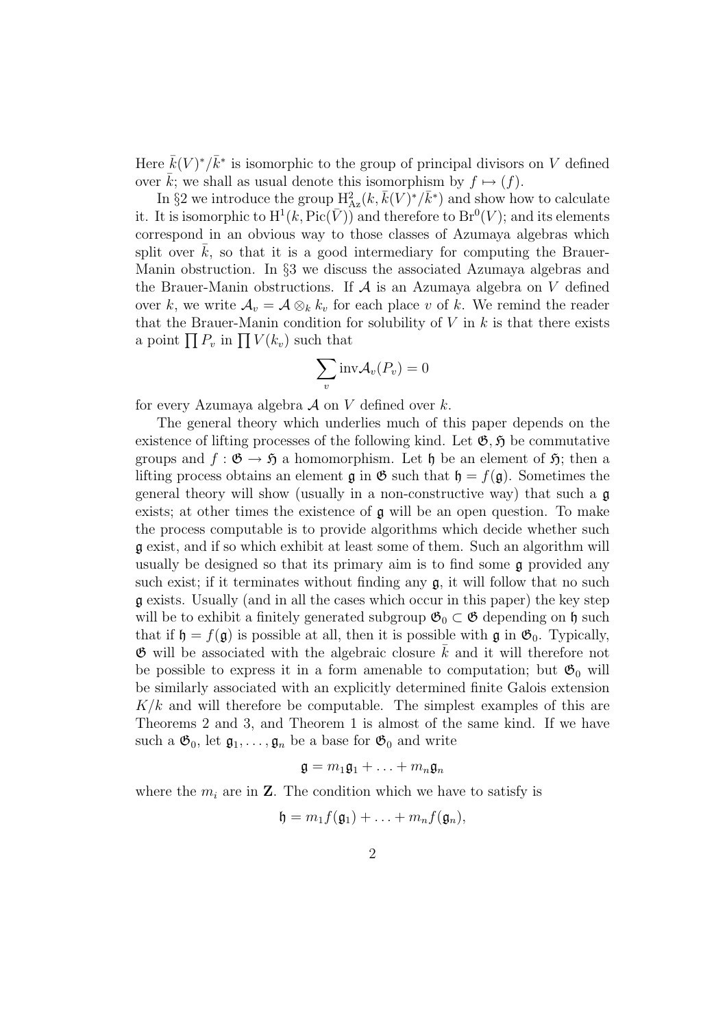Here $\bar{k}(V)^*/\bar{k}^*$ is isomorphic to the group of principal divisors on $V$ defined over $\bar{k}$; we shall as usual denote this isomorphism by $f \mapsto (f)$.

In §2 we introduce the group $\mathrm{H}^2_{\mathrm{Az}}(k, \bar{k}(V)^*/\bar{k}^*)$ and show how to calculate it. It is isomorphic to $\mathrm{H}^1(k, \mathrm{Pic}(\bar{V}))$ and therefore to $\mathrm{Br}^0(V)$; and its elements correspond in an obvious way to those classes of Azumaya algebras which split over $\bar{k}$, so that it is a good intermediary for computing the Brauer-Manin obstruction. In §3 we discuss the associated Azumaya algebras and the Brauer-Manin obstructions. If $\mathcal{A}$ is an Azumaya algebra on $V$ defined over $k$, we write $\mathcal{A}_v = \mathcal{A} \otimes_k k_v$ for each place $v$ of $k$. We remind the reader that the Brauer-Manin condition for solubility of $V$ in $k$ is that there exists a point $\prod P_v$ in $\prod V(k_v)$ such that

$$\sum_v \mathrm{inv} \mathcal{A}_v(P_v) = 0$$

for every Azumaya algebra $\mathcal{A}$ on $V$ defined over $k$.

The general theory which underlies much of this paper depends on the existence of lifting processes of the following kind. Let $\mathfrak{G}, \mathfrak{H}$ be commutative groups and $f : \mathfrak{G} \to \mathfrak{H}$ a homomorphism. Let $\mathfrak{h}$ be an element of $\mathfrak{H}$; then a lifting process obtains an element $\mathfrak{g}$ in $\mathfrak{G}$ such that $\mathfrak{h} = f(\mathfrak{g})$. Sometimes the general theory will show (usually in a non-constructive way) that such a $\mathfrak{g}$ exists; at other times the existence of $\mathfrak{g}$ will be an open question. To make the process computable is to provide algorithms which decide whether such $\mathfrak{g}$ exist, and if so which exhibit at least some of them. Such an algorithm will usually be designed so that its primary aim is to find some $\mathfrak{g}$ provided any such exist; if it terminates without finding any $\mathfrak{g}$, it will follow that no such $\mathfrak{g}$ exists. Usually (and in all the cases which occur in this paper) the key step will be to exhibit a finitely generated subgroup $\mathfrak{G}_0 \subset \mathfrak{G}$ depending on $\mathfrak{h}$ such that if $\mathfrak{h} = f(\mathfrak{g})$ is possible at all, then it is possible with $\mathfrak{g}$ in $\mathfrak{G}_0$. Typically, $\mathfrak{G}$ will be associated with the algebraic closure $\bar{k}$ and it will therefore not be possible to express it in a form amenable to computation; but $\mathfrak{G}_0$ will be similarly associated with an explicitly determined finite Galois extension $K/k$ and will therefore be computable. The simplest examples of this are Theorems 2 and 3, and Theorem 1 is almost of the same kind. If we have such a $\mathfrak{G}_0$, let $\mathfrak{g}_1, \ldots, \mathfrak{g}_n$ be a base for $\mathfrak{G}_0$ and write

$$\mathfrak{g} = m_1\mathfrak{g}_1 + \ldots + m_n\mathfrak{g}_n$$

where the $m_i$ are in $\mathbf{Z}$. The condition which we have to satisfy is

$$\mathfrak{h} = m_1 f(\mathfrak{g}_1) + \ldots + m_n f(\mathfrak{g}_n),$$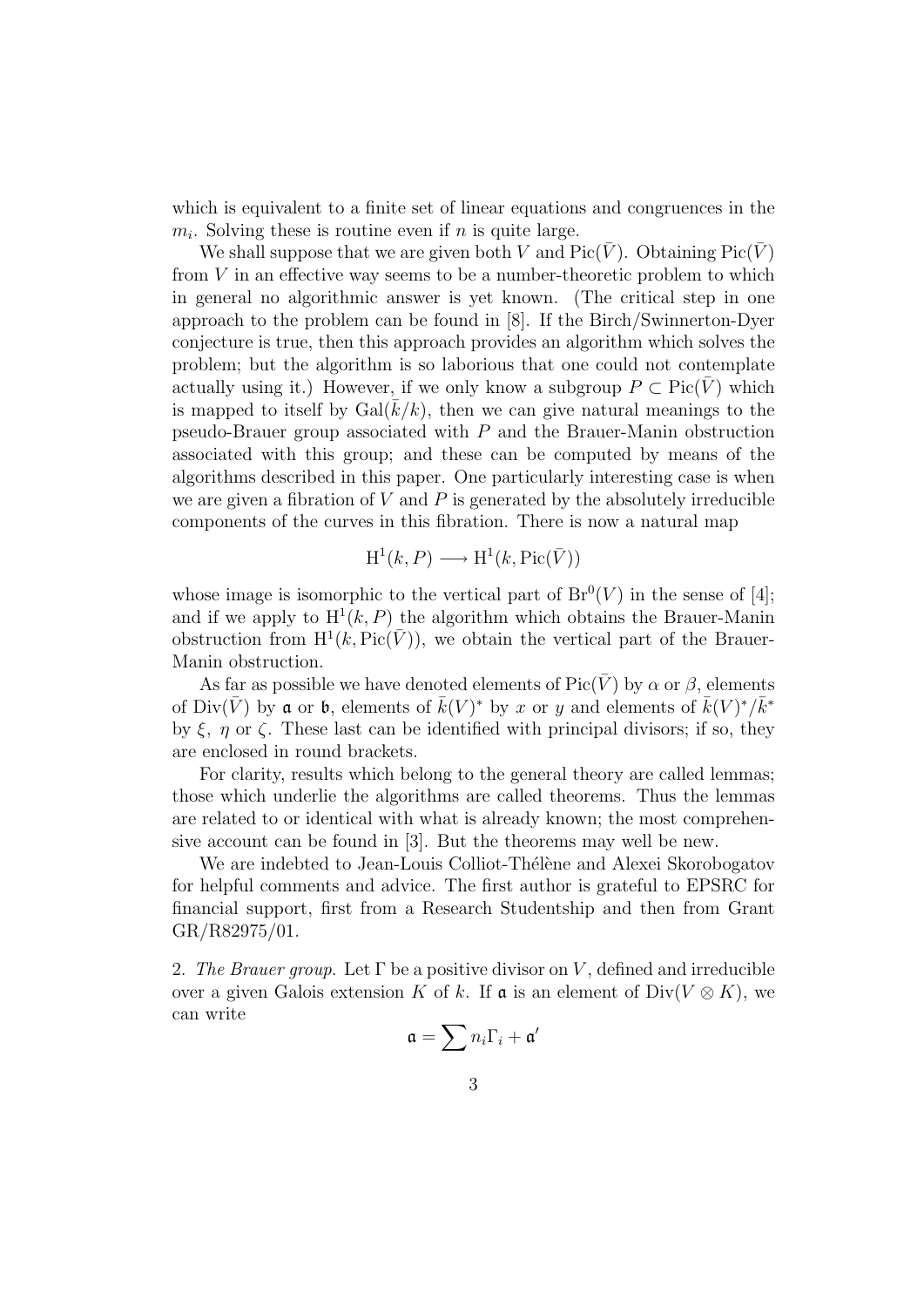which is equivalent to a finite set of linear equations and congruences in the $m_i$. Solving these is routine even if $n$ is quite large.

We shall suppose that we are given both $V$ and $\mathrm{Pic}(\bar{V})$. Obtaining $\mathrm{Pic}(\bar{V})$ from $V$ in an effective way seems to be a number-theoretic problem to which in general no algorithmic answer is yet known. (The critical step in one approach to the problem can be found in [8]. If the Birch/Swinnerton-Dyer conjecture is true, then this approach provides an algorithm which solves the problem; but the algorithm is so laborious that one could not contemplate actually using it.) However, if we only know a subgroup $P \subset \mathrm{Pic}(\bar{V})$ which is mapped to itself by $\mathrm{Gal}(\bar{k}/k)$, then we can give natural meanings to the pseudo-Brauer group associated with $P$ and the Brauer-Manin obstruction associated with this group; and these can be computed by means of the algorithms described in this paper. One particularly interesting case is when we are given a fibration of $V$ and $P$ is generated by the absolutely irreducible components of the curves in this fibration. There is now a natural map

$$\mathrm{H}^1(k, P) \longrightarrow \mathrm{H}^1(k, \mathrm{Pic}(\bar{V}))$$

whose image is isomorphic to the vertical part of $\mathrm{Br}^0(V)$ in the sense of [4]; and if we apply to $\mathrm{H}^1(k, P)$ the algorithm which obtains the Brauer-Manin obstruction from $\mathrm{H}^1(k, \mathrm{Pic}(\bar{V}))$, we obtain the vertical part of the Brauer-Manin obstruction.

As far as possible we have denoted elements of $\mathrm{Pic}(\bar{V})$ by $\alpha$ or $\beta$, elements of $\mathrm{Div}(\bar{V})$ by $\mathfrak{a}$ or $\mathfrak{b}$, elements of $\bar{k}(V)^*$ by $x$ or $y$ and elements of $\bar{k}(V)^*/\bar{k}^*$ by $\xi$, $\eta$ or $\zeta$. These last can be identified with principal divisors; if so, they are enclosed in round brackets.

For clarity, results which belong to the general theory are called lemmas; those which underlie the algorithms are called theorems. Thus the lemmas are related to or identical with what is already known; the most comprehensive account can be found in [3]. But the theorems may well be new.

We are indebted to Jean-Louis Colliot-Thélène and Alexei Skorobogatov for helpful comments and advice. The first author is grateful to EPSRC for financial support, first from a Research Studentship and then from Grant GR/R82975/01.

2. *The Brauer group.* Let $\Gamma$ be a positive divisor on $V$, defined and irreducible over a given Galois extension $K$ of $k$. If $\mathfrak{a}$ is an element of $\mathrm{Div}(V \otimes K)$, we can write

$$\mathfrak{a} = \sum n_i \Gamma_i + \mathfrak{a}'$$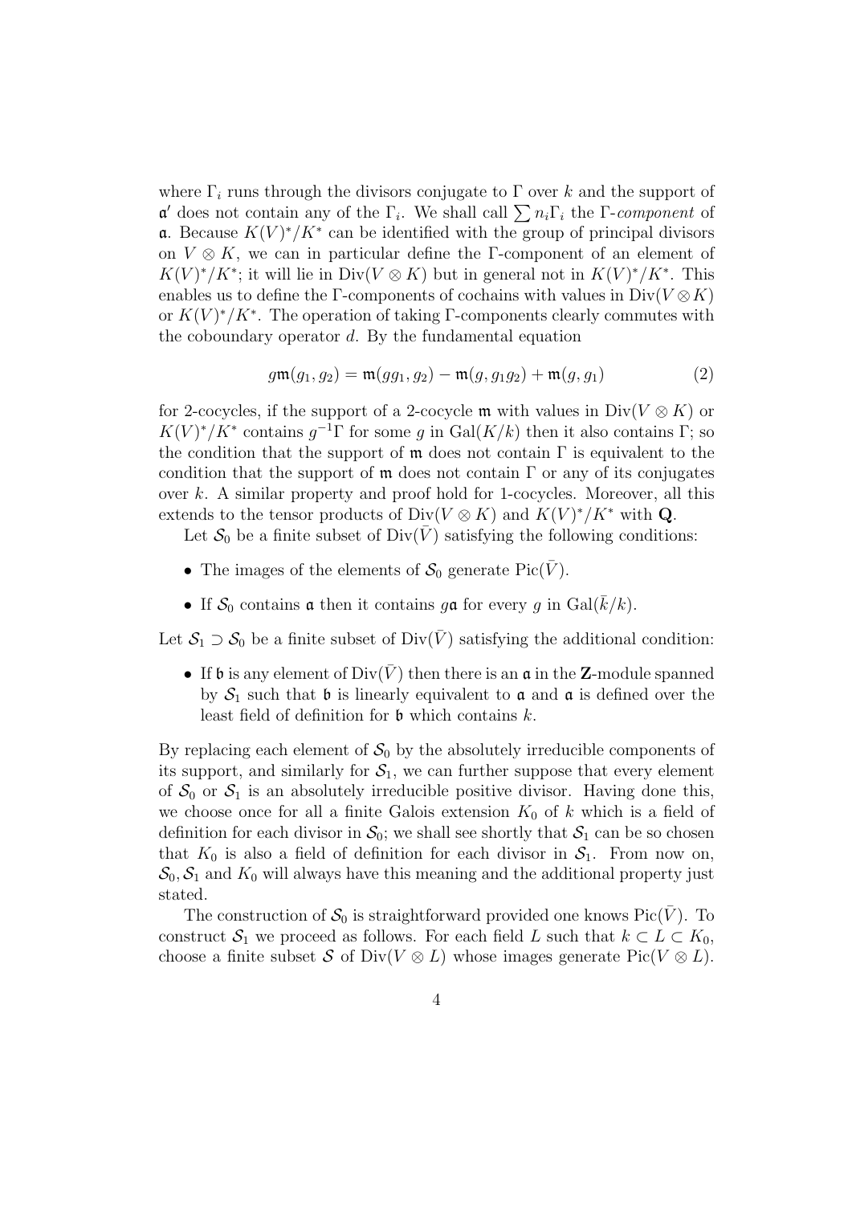where $\Gamma_i$ runs through the divisors conjugate to $\Gamma$ over $k$ and the support of $\mathfrak{a}'$ does not contain any of the $\Gamma_i$. We shall call $\sum n_i \Gamma_i$ the $\Gamma$-*component* of $\mathfrak{a}$. Because $K(V)^*/K^*$ can be identified with the group of principal divisors on $V \otimes K$, we can in particular define the $\Gamma$-component of an element of $K(V)^*/K^*$; it will lie in $\mathrm{Div}(V \otimes K)$ but in general not in $K(V)^*/K^*$. This enables us to define the $\Gamma$-components of cochains with values in $\mathrm{Div}(V \otimes K)$ or $K(V)^*/K^*$. The operation of taking $\Gamma$-components clearly commutes with the coboundary operator $d$. By the fundamental equation

$$g\mathfrak{m}(g_1, g_2) = \mathfrak{m}(gg_1, g_2) - \mathfrak{m}(g, g_1 g_2) + \mathfrak{m}(g, g_1) \tag{2}$$

for 2-cocycles, if the support of a 2-cocycle $\mathfrak{m}$ with values in $\mathrm{Div}(V \otimes K)$ or $K(V)^*/K^*$ contains $g^{-1}\Gamma$ for some $g$ in $\mathrm{Gal}(K/k)$ then it also contains $\Gamma$; so the condition that the support of $\mathfrak{m}$ does not contain $\Gamma$ is equivalent to the condition that the support of $\mathfrak{m}$ does not contain $\Gamma$ or any of its conjugates over $k$. A similar property and proof hold for 1-cocycles. Moreover, all this extends to the tensor products of $\mathrm{Div}(V \otimes K)$ and $K(V)^*/K^*$ with $\mathbf{Q}$.

Let $\mathcal{S}_0$ be a finite subset of $\mathrm{Div}(\bar{V})$ satisfying the following conditions:

- The images of the elements of $\mathcal{S}_0$ generate $\mathrm{Pic}(\bar{V})$.
- If $\mathcal{S}_0$ contains $\mathfrak{a}$ then it contains $g\mathfrak{a}$ for every $g$ in $\mathrm{Gal}(\bar{k}/k)$.

Let $\mathcal{S}_1 \supset \mathcal{S}_0$ be a finite subset of $\mathrm{Div}(\bar{V})$ satisfying the additional condition:

- If $\mathfrak{b}$ is any element of $\mathrm{Div}(\bar{V})$ then there is an $\mathfrak{a}$ in the $\mathbf{Z}$-module spanned by $\mathcal{S}_1$ such that $\mathfrak{b}$ is linearly equivalent to $\mathfrak{a}$ and $\mathfrak{a}$ is defined over the least field of definition for $\mathfrak{b}$ which contains $k$.

By replacing each element of $\mathcal{S}_0$ by the absolutely irreducible components of its support, and similarly for $\mathcal{S}_1$, we can further suppose that every element of $\mathcal{S}_0$ or $\mathcal{S}_1$ is an absolutely irreducible positive divisor. Having done this, we choose once for all a finite Galois extension $K_0$ of $k$ which is a field of definition for each divisor in $\mathcal{S}_0$; we shall see shortly that $\mathcal{S}_1$ can be so chosen that $K_0$ is also a field of definition for each divisor in $\mathcal{S}_1$. From now on, $\mathcal{S}_0, \mathcal{S}_1$ and $K_0$ will always have this meaning and the additional property just stated.

The construction of $\mathcal{S}_0$ is straightforward provided one knows $\mathrm{Pic}(\bar{V})$. To construct $\mathcal{S}_1$ we proceed as follows. For each field $L$ such that $k \subset L \subset K_0$, choose a finite subset $\mathcal{S}$ of $\mathrm{Div}(V \otimes L)$ whose images generate $\mathrm{Pic}(V \otimes L)$.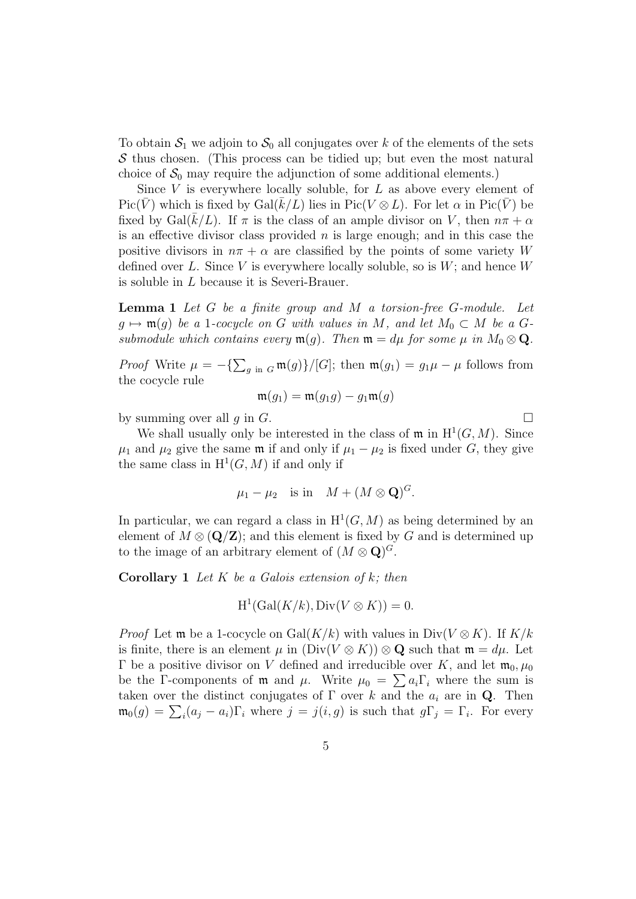To obtain $\mathcal{S}_1$ we adjoin to $\mathcal{S}_0$ all conjugates over $k$ of the elements of the sets $\mathcal{S}$ thus chosen. (This process can be tidied up; but even the most natural choice of $\mathcal{S}_0$ may require the adjunction of some additional elements.)

Since $V$ is everywhere locally soluble, for $L$ as above every element of $\mathrm{Pic}(\bar{V})$ which is fixed by $\mathrm{Gal}(\bar{k}/L)$ lies in $\mathrm{Pic}(V \otimes L)$. For let $\alpha$ in $\mathrm{Pic}(\bar{V})$ be fixed by $\mathrm{Gal}(\bar{k}/L)$. If $\pi$ is the class of an ample divisor on $V$, then $n\pi + \alpha$ is an effective divisor class provided $n$ is large enough; and in this case the positive divisors in $n\pi + \alpha$ are classified by the points of some variety $W$ defined over $L$. Since $V$ is everywhere locally soluble, so is $W$; and hence $W$ is soluble in $L$ because it is Severi-Brauer.

**Lemma 1** *Let $G$ be a finite group and $M$ a torsion-free $G$-module. Let $g \mapsto \mathfrak{m}(g)$ be a 1-cocycle on $G$ with values in $M$, and let $M_0 \subset M$ be a $G$-submodule which contains every $\mathfrak{m}(g)$. Then $\mathfrak{m} = d\mu$ for some $\mu$ in $M_0 \otimes \mathbf{Q}$.*

*Proof* Write $\mu = -\{\sum_{g \text{ in } G} \mathfrak{m}(g)\}/[G]$; then $\mathfrak{m}(g_1) = g_1\mu - \mu$ follows from the cocycle rule

$$\mathfrak{m}(g_1) = \mathfrak{m}(g_1 g) - g_1 \mathfrak{m}(g)$$

by summing over all $g$ in $G$. □

We shall usually only be interested in the class of $\mathfrak{m}$ in $\mathrm{H}^1(G, M)$. Since $\mu_1$ and $\mu_2$ give the same $\mathfrak{m}$ if and only if $\mu_1 - \mu_2$ is fixed under $G$, they give the same class in $\mathrm{H}^1(G, M)$ if and only if

$$\mu_1 - \mu_2 \quad \text{is in} \quad M + (M \otimes \mathbf{Q})^G.$$

In particular, we can regard a class in $\mathrm{H}^1(G, M)$ as being determined by an element of $M \otimes (\mathbf{Q}/\mathbf{Z})$; and this element is fixed by $G$ and is determined up to the image of an arbitrary element of $(M \otimes \mathbf{Q})^G$.

**Corollary 1** *Let $K$ be a Galois extension of $k$; then*

$$\mathrm{H}^1(\mathrm{Gal}(K/k), \mathrm{Div}(V \otimes K)) = 0.$$

*Proof* Let $\mathfrak{m}$ be a 1-cocycle on $\mathrm{Gal}(K/k)$ with values in $\mathrm{Div}(V \otimes K)$. If $K/k$ is finite, there is an element $\mu$ in $(\mathrm{Div}(V \otimes K)) \otimes \mathbf{Q}$ such that $\mathfrak{m} = d\mu$. Let $\Gamma$ be a positive divisor on $V$ defined and irreducible over $K$, and let $\mathfrak{m}_0, \mu_0$ be the $\Gamma$-components of $\mathfrak{m}$ and $\mu$. Write $\mu_0 = \sum a_i \Gamma_i$ where the sum is taken over the distinct conjugates of $\Gamma$ over $k$ and the $a_i$ are in $\mathbf{Q}$. Then $\mathfrak{m}_0(g) = \sum_i (a_j - a_i)\Gamma_i$ where $j = j(i, g)$ is such that $g\Gamma_j = \Gamma_i$. For every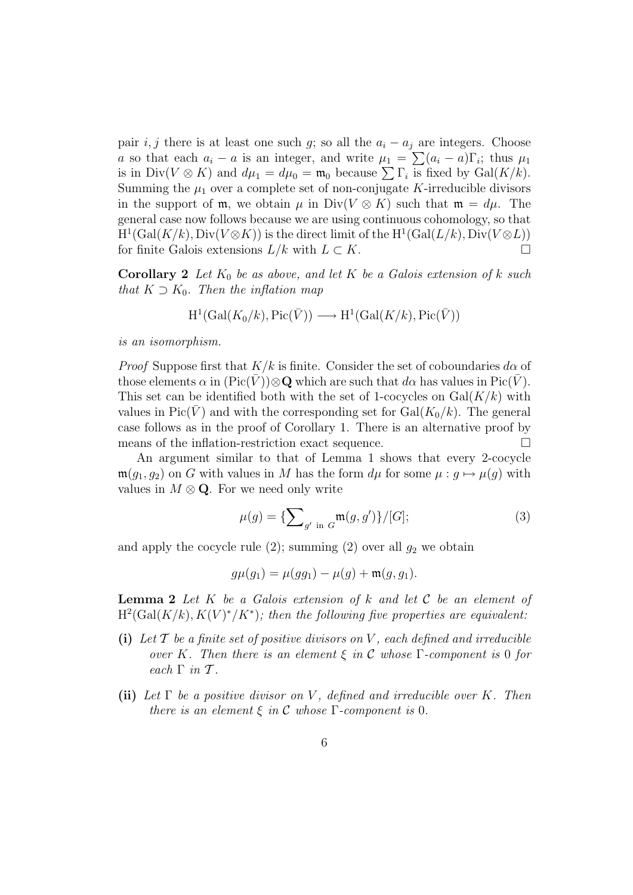pair $i, j$ there is at least one such $g$; so all the $a_i - a_j$ are integers. Choose $a$ so that each $a_i - a$ is an integer, and write $\mu_1 = \sum (a_i - a)\Gamma_i$; thus $\mu_1$ is in $\mathrm{Div}(V \otimes K)$ and $d\mu_1 = d\mu_0 = \mathfrak{m}_0$ because $\sum \Gamma_i$ is fixed by $\mathrm{Gal}(K/k)$. Summing the $\mu_1$ over a complete set of non-conjugate $K$-irreducible divisors in the support of $\mathfrak{m}$, we obtain $\mu$ in $\mathrm{Div}(V \otimes K)$ such that $\mathfrak{m} = d\mu$. The general case now follows because we are using continuous cohomology, so that $\mathrm{H}^1(\mathrm{Gal}(K/k), \mathrm{Div}(V \otimes K))$ is the direct limit of the $\mathrm{H}^1(\mathrm{Gal}(L/k), \mathrm{Div}(V \otimes L))$ for finite Galois extensions $L/k$ with $L \subset K$. □

**Corollary 2** *Let $K_0$ be as above, and let $K$ be a Galois extension of $k$ such that $K \supset K_0$. Then the inflation map*

$$\mathrm{H}^1(\mathrm{Gal}(K_0/k), \mathrm{Pic}(\bar{V})) \longrightarrow \mathrm{H}^1(\mathrm{Gal}(K/k), \mathrm{Pic}(\bar{V}))$$

*is an isomorphism.*

*Proof* Suppose first that $K/k$ is finite. Consider the set of coboundaries $d\alpha$ of those elements $\alpha$ in $(\mathrm{Pic}(\bar{V})) \otimes \mathbf{Q}$ which are such that $d\alpha$ has values in $\mathrm{Pic}(\bar{V})$. This set can be identified both with the set of 1-cocycles on $\mathrm{Gal}(K/k)$ with values in $\mathrm{Pic}(\bar{V})$ and with the corresponding set for $\mathrm{Gal}(K_0/k)$. The general case follows as in the proof of Corollary 1. There is an alternative proof by means of the inflation-restriction exact sequence. □

An argument similar to that of Lemma 1 shows that every 2-cocycle $\mathfrak{m}(g_1, g_2)$ on $G$ with values in $M$ has the form $d\mu$ for some $\mu : g \mapsto \mu(g)$ with values in $M \otimes \mathbf{Q}$. For we need only write

$$\mu(g) = \{\textstyle\sum_{g' \text{ in } G} \mathfrak{m}(g, g')\}/[G]; \tag{3}$$

and apply the cocycle rule (2); summing (2) over all $g_2$ we obtain

$$g\mu(g_1) = \mu(gg_1) - \mu(g) + \mathfrak{m}(g, g_1).$$

**Lemma 2** *Let $K$ be a Galois extension of $k$ and let $\mathcal{C}$ be an element of $\mathrm{H}^2(\mathrm{Gal}(K/k), K(V)^*/K^*)$; then the following five properties are equivalent:*

- **(i)** *Let $\mathcal{T}$ be a finite set of positive divisors on $V$, each defined and irreducible over $K$. Then there is an element $\xi$ in $\mathcal{C}$ whose $\Gamma$-component is 0 for each $\Gamma$ in $\mathcal{T}$.*
- **(ii)** *Let $\Gamma$ be a positive divisor on $V$, defined and irreducible over $K$. Then there is an element $\xi$ in $\mathcal{C}$ whose $\Gamma$-component is 0.*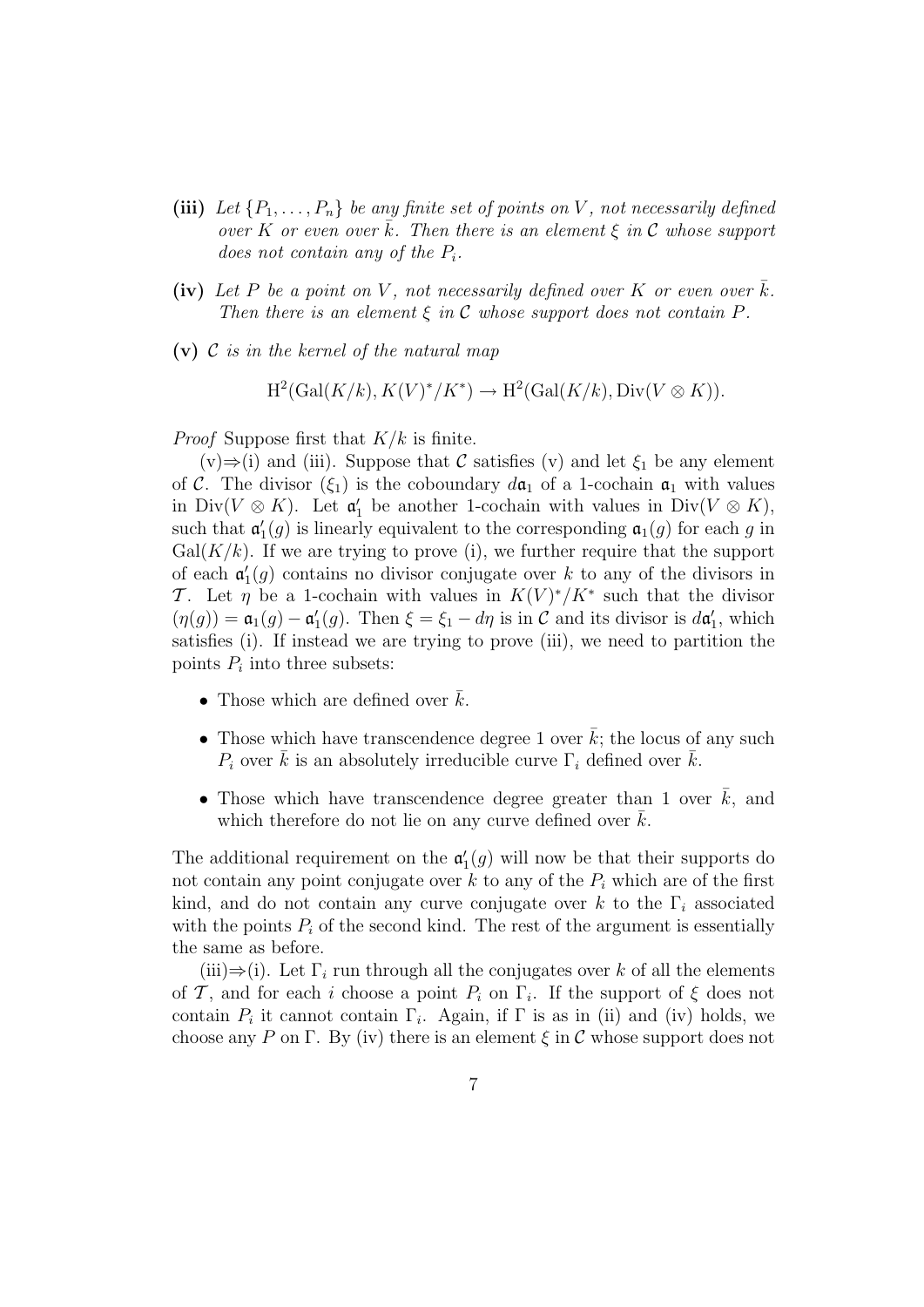**(iii)** *Let $\{P_1, \ldots, P_n\}$ be any finite set of points on $V$, not necessarily defined over $K$ or even over $\bar{k}$. Then there is an element $\xi$ in $\mathcal{C}$ whose support does not contain any of the $P_i$.*

**(iv)** *Let $P$ be a point on $V$, not necessarily defined over $K$ or even over $\bar{k}$. Then there is an element $\xi$ in $\mathcal{C}$ whose support does not contain $P$.*

**(v)** *$\mathcal{C}$ is in the kernel of the natural map*

$$\mathrm{H}^2(\mathrm{Gal}(K/k), K(V)^*/K^*) \to \mathrm{H}^2(\mathrm{Gal}(K/k), \mathrm{Div}(V \otimes K)).$$

*Proof* Suppose first that $K/k$ is finite.

(v)$\Rightarrow$(i) and (iii). Suppose that $\mathcal{C}$ satisfies (v) and let $\xi_1$ be any element of $\mathcal{C}$. The divisor $(\xi_1)$ is the coboundary $d\mathfrak{a}_1$ of a 1-cochain $\mathfrak{a}_1$ with values in $\mathrm{Div}(V \otimes K)$. Let $\mathfrak{a}_1'$ be another 1-cochain with values in $\mathrm{Div}(V \otimes K)$, such that $\mathfrak{a}_1'(g)$ is linearly equivalent to the corresponding $\mathfrak{a}_1(g)$ for each $g$ in $\mathrm{Gal}(K/k)$. If we are trying to prove (i), we further require that the support of each $\mathfrak{a}_1'(g)$ contains no divisor conjugate over $k$ to any of the divisors in $\mathcal{T}$. Let $\eta$ be a 1-cochain with values in $K(V)^*/K^*$ such that the divisor $(\eta(g)) = \mathfrak{a}_1(g) - \mathfrak{a}_1'(g)$. Then $\xi = \xi_1 - d\eta$ is in $\mathcal{C}$ and its divisor is $d\mathfrak{a}_1'$, which satisfies (i). If instead we are trying to prove (iii), we need to partition the points $P_i$ into three subsets:

- Those which are defined over $\bar{k}$.
- Those which have transcendence degree 1 over $\bar{k}$; the locus of any such $P_i$ over $\bar{k}$ is an absolutely irreducible curve $\Gamma_i$ defined over $\bar{k}$.
- Those which have transcendence degree greater than 1 over $\bar{k}$, and which therefore do not lie on any curve defined over $\bar{k}$.

The additional requirement on the $\mathfrak{a}_1'(g)$ will now be that their supports do not contain any point conjugate over $k$ to any of the $P_i$ which are of the first kind, and do not contain any curve conjugate over $k$ to the $\Gamma_i$ associated with the points $P_i$ of the second kind. The rest of the argument is essentially the same as before.

(iii)$\Rightarrow$(i). Let $\Gamma_i$ run through all the conjugates over $k$ of all the elements of $\mathcal{T}$, and for each $i$ choose a point $P_i$ on $\Gamma_i$. If the support of $\xi$ does not contain $P_i$ it cannot contain $\Gamma_i$. Again, if $\Gamma$ is as in (ii) and (iv) holds, we choose any $P$ on $\Gamma$. By (iv) there is an element $\xi$ in $\mathcal{C}$ whose support does not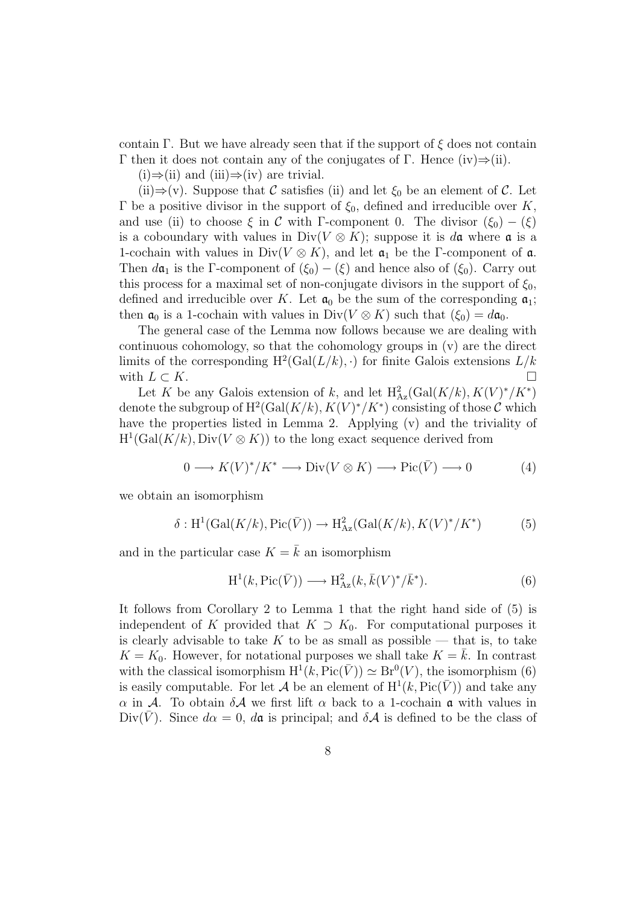contain $\Gamma$. But we have already seen that if the support of $\xi$ does not contain $\Gamma$ then it does not contain any of the conjugates of $\Gamma$. Hence (iv)$\Rightarrow$(ii).

(i)$\Rightarrow$(ii) and (iii)$\Rightarrow$(iv) are trivial.

(ii)$\Rightarrow$(v). Suppose that $\mathcal{C}$ satisfies (ii) and let $\xi_0$ be an element of $\mathcal{C}$. Let $\Gamma$ be a positive divisor in the support of $\xi_0$, defined and irreducible over $K$, and use (ii) to choose $\xi$ in $\mathcal{C}$ with $\Gamma$-component 0. The divisor $(\xi_0) - (\xi)$ is a coboundary with values in $\mathrm{Div}(V \otimes K)$; suppose it is $d\mathfrak{a}$ where $\mathfrak{a}$ is a 1-cochain with values in $\mathrm{Div}(V \otimes K)$, and let $\mathfrak{a}_1$ be the $\Gamma$-component of $\mathfrak{a}$. Then $d\mathfrak{a}_1$ is the $\Gamma$-component of $(\xi_0) - (\xi)$ and hence also of $(\xi_0)$. Carry out this process for a maximal set of non-conjugate divisors in the support of $\xi_0$, defined and irreducible over $K$. Let $\mathfrak{a}_0$ be the sum of the corresponding $\mathfrak{a}_1$; then $\mathfrak{a}_0$ is a 1-cochain with values in $\mathrm{Div}(V \otimes K)$ such that $(\xi_0) = d\mathfrak{a}_0$.

The general case of the Lemma now follows because we are dealing with continuous cohomology, so that the cohomology groups in (v) are the direct limits of the corresponding $\mathrm{H}^2(\mathrm{Gal}(L/k), \cdot)$ for finite Galois extensions $L/k$ with $L \subset K$. $\square$

Let $K$ be any Galois extension of $k$, and let $\mathrm{H}^2_{\mathrm{Az}}(\mathrm{Gal}(K/k), K(V)^*/K^*)$ denote the subgroup of $\mathrm{H}^2(\mathrm{Gal}(K/k), K(V)^*/K^*)$ consisting of those $\mathcal{C}$ which have the properties listed in Lemma 2. Applying (v) and the triviality of $\mathrm{H}^1(\mathrm{Gal}(K/k), \mathrm{Div}(V \otimes K))$ to the long exact sequence derived from

$$0 \longrightarrow K(V)^*/K^* \longrightarrow \mathrm{Div}(V \otimes K) \longrightarrow \mathrm{Pic}(\bar{V}) \longrightarrow 0 \tag{4}$$

we obtain an isomorphism

$$\delta : \mathrm{H}^1(\mathrm{Gal}(K/k), \mathrm{Pic}(\bar{V})) \to \mathrm{H}^2_{\mathrm{Az}}(\mathrm{Gal}(K/k), K(V)^*/K^*) \tag{5}$$

and in the particular case $K = \bar{k}$ an isomorphism

$$\mathrm{H}^1(k, \mathrm{Pic}(\bar{V})) \longrightarrow \mathrm{H}^2_{\mathrm{Az}}(k, \bar{k}(V)^*/\bar{k}^*). \tag{6}$$

It follows from Corollary 2 to Lemma 1 that the right hand side of (5) is independent of $K$ provided that $K \supset K_0$. For computational purposes it is clearly advisable to take $K$ to be as small as possible — that is, to take $K = K_0$. However, for notational purposes we shall take $K = \bar{k}$. In contrast with the classical isomorphism $\mathrm{H}^1(k, \mathrm{Pic}(\bar{V})) \simeq \mathrm{Br}^0(V)$, the isomorphism (6) is easily computable. For let $\mathcal{A}$ be an element of $\mathrm{H}^1(k, \mathrm{Pic}(\bar{V}))$ and take any $\alpha$ in $\mathcal{A}$. To obtain $\delta\mathcal{A}$ we first lift $\alpha$ back to a 1-cochain $\mathfrak{a}$ with values in $\mathrm{Div}(\bar{V})$. Since $d\alpha = 0$, $d\mathfrak{a}$ is principal; and $\delta\mathcal{A}$ is defined to be the class of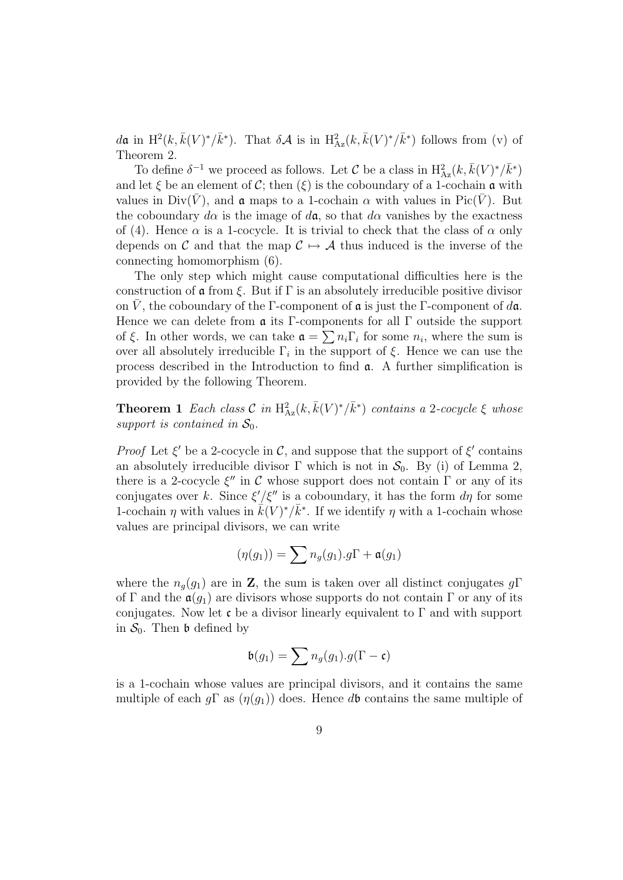$d\mathfrak{a}$ in $\mathrm{H}^2(k, \bar{k}(V)^*/\bar{k}^*)$. That $\delta\mathcal{A}$ is in $\mathrm{H}^2_{\mathrm{Az}}(k, \bar{k}(V)^*/\bar{k}^*)$ follows from (v) of Theorem 2.

To define $\delta^{-1}$ we proceed as follows. Let $\mathcal{C}$ be a class in $\mathrm{H}^2_{\mathrm{Az}}(k, \bar{k}(V)^*/\bar{k}^*)$ and let $\xi$ be an element of $\mathcal{C}$; then $(\xi)$ is the coboundary of a 1-cochain $\mathfrak{a}$ with values in $\mathrm{Div}(\bar{V})$, and $\mathfrak{a}$ maps to a 1-cochain $\alpha$ with values in $\mathrm{Pic}(\bar{V})$. But the coboundary $d\alpha$ is the image of $d\mathfrak{a}$, so that $d\alpha$ vanishes by the exactness of (4). Hence $\alpha$ is a 1-cocycle. It is trivial to check that the class of $\alpha$ only depends on $\mathcal{C}$ and that the map $\mathcal{C} \mapsto \mathcal{A}$ thus induced is the inverse of the connecting homomorphism (6).

The only step which might cause computational difficulties here is the construction of $\mathfrak{a}$ from $\xi$. But if $\Gamma$ is an absolutely irreducible positive divisor on $\bar{V}$, the coboundary of the $\Gamma$-component of $\mathfrak{a}$ is just the $\Gamma$-component of $d\mathfrak{a}$. Hence we can delete from $\mathfrak{a}$ its $\Gamma$-components for all $\Gamma$ outside the support of $\xi$. In other words, we can take $\mathfrak{a} = \sum n_i \Gamma_i$ for some $n_i$, where the sum is over all absolutely irreducible $\Gamma_i$ in the support of $\xi$. Hence we can use the process described in the Introduction to find $\mathfrak{a}$. A further simplification is provided by the following Theorem.

**Theorem 1** *Each class $\mathcal{C}$ in $\mathrm{H}^2_{\mathrm{Az}}(k, \bar{k}(V)^*/\bar{k}^*)$ contains a 2-cocycle $\xi$ whose support is contained in $\mathcal{S}_0$.*

*Proof* Let $\xi'$ be a 2-cocycle in $\mathcal{C}$, and suppose that the support of $\xi'$ contains an absolutely irreducible divisor $\Gamma$ which is not in $\mathcal{S}_0$. By (i) of Lemma 2, there is a 2-cocycle $\xi''$ in $\mathcal{C}$ whose support does not contain $\Gamma$ or any of its conjugates over $k$. Since $\xi'/\xi''$ is a coboundary, it has the form $d\eta$ for some 1-cochain $\eta$ with values in $\bar{k}(V)^*/\bar{k}^*$. If we identify $\eta$ with a 1-cochain whose values are principal divisors, we can write

$$(\eta(g_1)) = \sum n_g(g_1).g\Gamma + \mathfrak{a}(g_1)$$

where the $n_g(g_1)$ are in $\mathbf{Z}$, the sum is taken over all distinct conjugates $g\Gamma$ of $\Gamma$ and the $\mathfrak{a}(g_1)$ are divisors whose supports do not contain $\Gamma$ or any of its conjugates. Now let $\mathfrak{c}$ be a divisor linearly equivalent to $\Gamma$ and with support in $\mathcal{S}_0$. Then $\mathfrak{b}$ defined by

$$\mathfrak{b}(g_1) = \sum n_g(g_1).g(\Gamma - \mathfrak{c})$$

is a 1-cochain whose values are principal divisors, and it contains the same multiple of each $g\Gamma$ as $(\eta(g_1))$ does. Hence $d\mathfrak{b}$ contains the same multiple of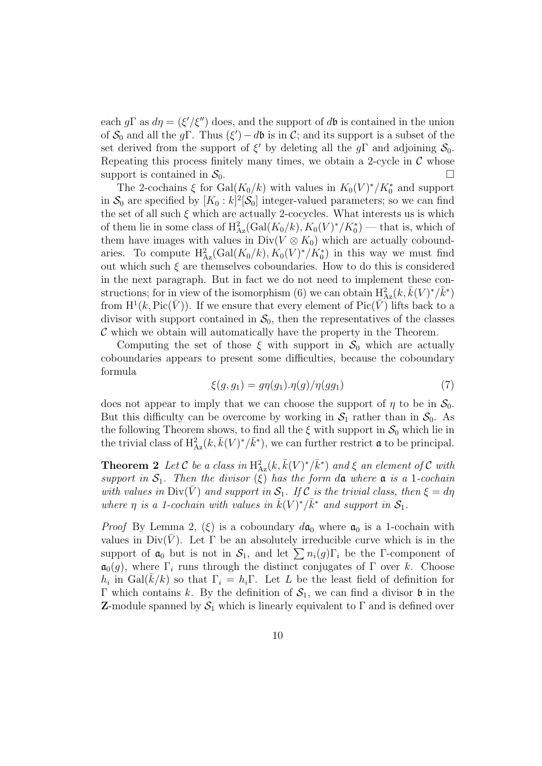each $g\Gamma$ as $d\eta = (\xi'/\xi'')$ does, and the support of $d\mathfrak{b}$ is contained in the union of $\mathcal{S}_0$ and all the $g\Gamma$. Thus $(\xi') - d\mathfrak{b}$ is in $\mathcal{C}$; and its support is a subset of the set derived from the support of $\xi'$ by deleting all the $g\Gamma$ and adjoining $\mathcal{S}_0$. Repeating this process finitely many times, we obtain a 2-cycle in $\mathcal{C}$ whose support is contained in $\mathcal{S}_0$. □

The 2-cochains $\xi$ for $\mathrm{Gal}(K_0/k)$ with values in $K_0(V)^*/K_0^*$ and support in $\mathcal{S}_0$ are specified by $[K_0 : k]^2[\mathcal{S}_0]$ integer-valued parameters; so we can find the set of all such $\xi$ which are actually 2-cocycles. What interests us is which of them lie in some class of $\mathrm{H}^2_{\mathrm{Az}}(\mathrm{Gal}(K_0/k), K_0(V)^*/K_0^*)$ — that is, which of them have images with values in $\mathrm{Div}(V \otimes K_0)$ which are actually coboundaries. To compute $\mathrm{H}^2_{\mathrm{Az}}(\mathrm{Gal}(K_0/k), K_0(V)^*/K_0^*)$ in this way we must find out which such $\xi$ are themselves coboundaries. How to do this is considered in the next paragraph. But in fact we do not need to implement these constructions; for in view of the isomorphism (6) we can obtain $\mathrm{H}^2_{\mathrm{Az}}(k, \bar{k}(V)^*/\bar{k}^*)$ from $\mathrm{H}^1(k, \mathrm{Pic}(\bar{V}))$. If we ensure that every element of $\mathrm{Pic}(\bar{V})$ lifts back to a divisor with support contained in $\mathcal{S}_0$, then the representatives of the classes $\mathcal{C}$ which we obtain will automatically have the property in the Theorem.

Computing the set of those $\xi$ with support in $\mathcal{S}_0$ which are actually coboundaries appears to present some difficulties, because the coboundary formula

$$\xi(g, g_1) = g\eta(g_1).\eta(g)/\eta(gg_1) \tag{7}$$

does not appear to imply that we can choose the support of $\eta$ to be in $\mathcal{S}_0$. But this difficulty can be overcome by working in $\mathcal{S}_1$ rather than in $\mathcal{S}_0$. As the following Theorem shows, to find all the $\xi$ with support in $\mathcal{S}_0$ which lie in the trivial class of $\mathrm{H}^2_{\mathrm{Az}}(k, \bar{k}(V)^*/\bar{k}^*)$, we can further restrict $\mathfrak{a}$ to be principal.

**Theorem 2** *Let $\mathcal{C}$ be a class in $\mathrm{H}^2_{\mathrm{Az}}(k, \bar{k}(V)^*/\bar{k}^*)$ and $\xi$ an element of $\mathcal{C}$ with support in $\mathcal{S}_1$. Then the divisor $(\xi)$ has the form $d\mathfrak{a}$ where $\mathfrak{a}$ is a 1-cochain with values in $\mathrm{Div}(\bar{V})$ and support in $\mathcal{S}_1$. If $\mathcal{C}$ is the trivial class, then $\xi = d\eta$ where $\eta$ is a 1-cochain with values in $\bar{k}(V)^*/\bar{k}^*$ and support in $\mathcal{S}_1$.*

*Proof* By Lemma 2, $(\xi)$ is a coboundary $d\mathfrak{a}_0$ where $\mathfrak{a}_0$ is a 1-cochain with values in $\mathrm{Div}(\bar{V})$. Let $\Gamma$ be an absolutely irreducible curve which is in the support of $\mathfrak{a}_0$ but is not in $\mathcal{S}_1$, and let $\sum n_i(g)\Gamma_i$ be the $\Gamma$-component of $\mathfrak{a}_0(g)$, where $\Gamma_i$ runs through the distinct conjugates of $\Gamma$ over $k$. Choose $h_i$ in $\mathrm{Gal}(\bar{k}/k)$ so that $\Gamma_i = h_i\Gamma$. Let $L$ be the least field of definition for $\Gamma$ which contains $k$. By the definition of $\mathcal{S}_1$, we can find a divisor $\mathfrak{b}$ in the $\mathbf{Z}$-module spanned by $\mathcal{S}_1$ which is linearly equivalent to $\Gamma$ and is defined over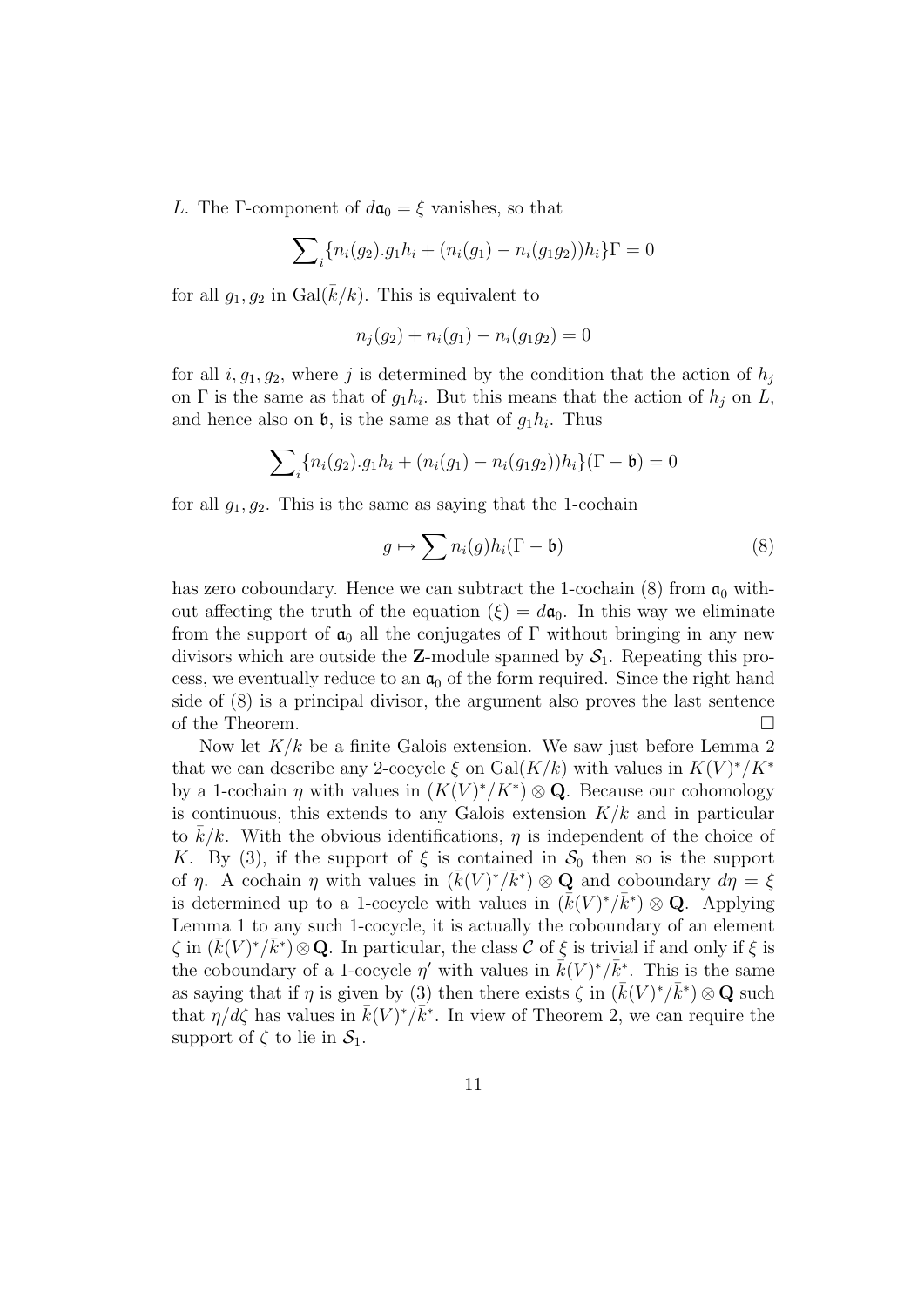$L$. The $\Gamma$-component of $d\mathfrak{a}_0 = \xi$ vanishes, so that

$$\sum\nolimits_i \{n_i(g_2).g_1 h_i + (n_i(g_1) - n_i(g_1 g_2))h_i\}\Gamma = 0$$

for all $g_1, g_2$ in $\mathrm{Gal}(\bar{k}/k)$. This is equivalent to

$$n_j(g_2) + n_i(g_1) - n_i(g_1 g_2) = 0$$

for all $i, g_1, g_2$, where $j$ is determined by the condition that the action of $h_j$ on $\Gamma$ is the same as that of $g_1 h_i$. But this means that the action of $h_j$ on $L$, and hence also on $\mathfrak{b}$, is the same as that of $g_1 h_i$. Thus

$$\sum\nolimits_i \{n_i(g_2).g_1 h_i + (n_i(g_1) - n_i(g_1 g_2))h_i\}(\Gamma - \mathfrak{b}) = 0$$

for all $g_1, g_2$. This is the same as saying that the 1-cochain

$$g \mapsto \sum n_i(g) h_i(\Gamma - \mathfrak{b}) \tag{8}$$

has zero coboundary. Hence we can subtract the 1-cochain (8) from $\mathfrak{a}_0$ without affecting the truth of the equation $(\xi) = d\mathfrak{a}_0$. In this way we eliminate from the support of $\mathfrak{a}_0$ all the conjugates of $\Gamma$ without bringing in any new divisors which are outside the $\mathbf{Z}$-module spanned by $\mathcal{S}_1$. Repeating this process, we eventually reduce to an $\mathfrak{a}_0$ of the form required. Since the right hand side of (8) is a principal divisor, the argument also proves the last sentence of the Theorem. $\square$

Now let $K/k$ be a finite Galois extension. We saw just before Lemma 2 that we can describe any 2-cocycle $\xi$ on $\mathrm{Gal}(K/k)$ with values in $K(V)^*/K^*$ by a 1-cochain $\eta$ with values in $(K(V)^*/K^*) \otimes \mathbf{Q}$. Because our cohomology is continuous, this extends to any Galois extension $K/k$ and in particular to $\bar{k}/k$. With the obvious identifications, $\eta$ is independent of the choice of $K$. By (3), if the support of $\xi$ is contained in $\mathcal{S}_0$ then so is the support of $\eta$. A cochain $\eta$ with values in $(\bar{k}(V)^*/\bar{k}^*) \otimes \mathbf{Q}$ and coboundary $d\eta = \xi$ is determined up to a 1-cocycle with values in $(\bar{k}(V)^*/\bar{k}^*) \otimes \mathbf{Q}$. Applying Lemma 1 to any such 1-cocycle, it is actually the coboundary of an element $\zeta$ in $(\bar{k}(V)^*/\bar{k}^*) \otimes \mathbf{Q}$. In particular, the class $\mathcal{C}$ of $\xi$ is trivial if and only if $\xi$ is the coboundary of a 1-cocycle $\eta'$ with values in $\bar{k}(V)^*/\bar{k}^*$. This is the same as saying that if $\eta$ is given by (3) then there exists $\zeta$ in $(\bar{k}(V)^*/\bar{k}^*) \otimes \mathbf{Q}$ such that $\eta/d\zeta$ has values in $\bar{k}(V)^*/\bar{k}^*$. In view of Theorem 2, we can require the support of $\zeta$ to lie in $\mathcal{S}_1$.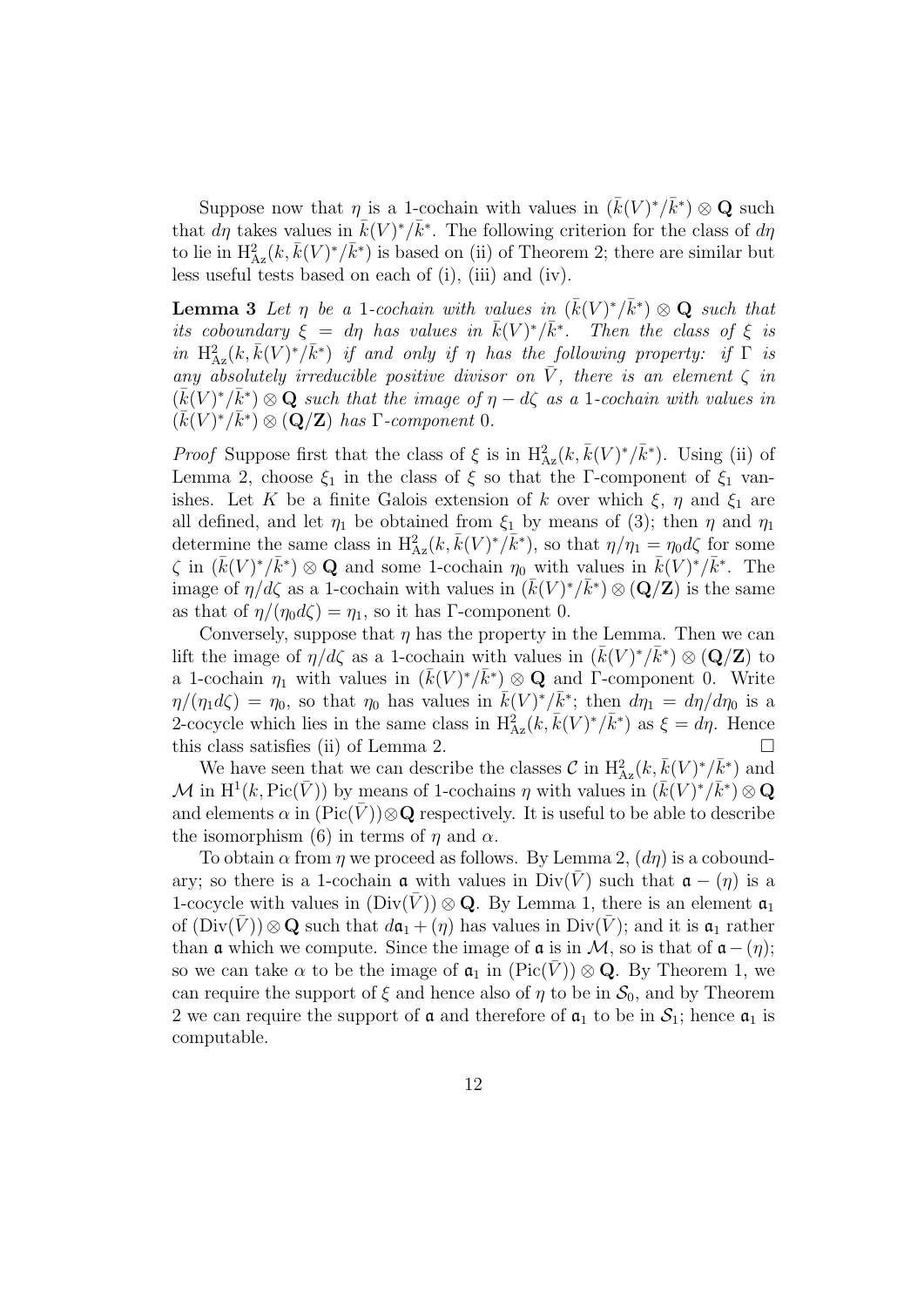Suppose now that $\eta$ is a 1-cochain with values in $(\bar{k}(V)^*/\bar{k}^*) \otimes \mathbf{Q}$ such that $d\eta$ takes values in $\bar{k}(V)^*/\bar{k}^*$. The following criterion for the class of $d\eta$ to lie in $\mathrm{H}^2_{\mathrm{Az}}(k, \bar{k}(V)^*/\bar{k}^*)$ is based on (ii) of Theorem 2; there are similar but less useful tests based on each of (i), (iii) and (iv).

**Lemma 3** *Let $\eta$ be a 1-cochain with values in $(\bar{k}(V)^*/\bar{k}^*) \otimes \mathbf{Q}$ such that its coboundary $\xi = d\eta$ has values in $\bar{k}(V)^*/\bar{k}^*$. Then the class of $\xi$ is in $\mathrm{H}^2_{\mathrm{Az}}(k, \bar{k}(V)^*/\bar{k}^*)$ if and only if $\eta$ has the following property: if $\Gamma$ is any absolutely irreducible positive divisor on $\bar{V}$, there is an element $\zeta$ in $(\bar{k}(V)^*/\bar{k}^*) \otimes \mathbf{Q}$ such that the image of $\eta - d\zeta$ as a 1-cochain with values in $(\bar{k}(V)^*/\bar{k}^*) \otimes (\mathbf{Q}/\mathbf{Z})$ has $\Gamma$-component 0.*

*Proof* Suppose first that the class of $\xi$ is in $\mathrm{H}^2_{\mathrm{Az}}(k, \bar{k}(V)^*/\bar{k}^*)$. Using (ii) of Lemma 2, choose $\xi_1$ in the class of $\xi$ so that the $\Gamma$-component of $\xi_1$ vanishes. Let $K$ be a finite Galois extension of $k$ over which $\xi$, $\eta$ and $\xi_1$ are all defined, and let $\eta_1$ be obtained from $\xi_1$ by means of (3); then $\eta$ and $\eta_1$ determine the same class in $\mathrm{H}^2_{\mathrm{Az}}(k, \bar{k}(V)^*/\bar{k}^*)$, so that $\eta/\eta_1 = \eta_0 d\zeta$ for some $\zeta$ in $(\bar{k}(V)^*/\bar{k}^*) \otimes \mathbf{Q}$ and some 1-cochain $\eta_0$ with values in $\bar{k}(V)^*/\bar{k}^*$. The image of $\eta/d\zeta$ as a 1-cochain with values in $(\bar{k}(V)^*/\bar{k}^*) \otimes (\mathbf{Q}/\mathbf{Z})$ is the same as that of $\eta/(\eta_0 d\zeta) = \eta_1$, so it has $\Gamma$-component 0.

Conversely, suppose that $\eta$ has the property in the Lemma. Then we can lift the image of $\eta/d\zeta$ as a 1-cochain with values in $(\bar{k}(V)^*/\bar{k}^*) \otimes (\mathbf{Q}/\mathbf{Z})$ to a 1-cochain $\eta_1$ with values in $(\bar{k}(V)^*/\bar{k}^*) \otimes \mathbf{Q}$ and $\Gamma$-component 0. Write $\eta/(\eta_1 d\zeta) = \eta_0$, so that $\eta_0$ has values in $\bar{k}(V)^*/\bar{k}^*$; then $d\eta_1 = d\eta/d\eta_0$ is a 2-cocycle which lies in the same class in $\mathrm{H}^2_{\mathrm{Az}}(k, \bar{k}(V)^*/\bar{k}^*)$ as $\xi = d\eta$. Hence this class satisfies (ii) of Lemma 2. $\square$

We have seen that we can describe the classes $\mathcal{C}$ in $\mathrm{H}^2_{\mathrm{Az}}(k, \bar{k}(V)^*/\bar{k}^*)$ and $\mathcal{M}$ in $\mathrm{H}^1(k, \mathrm{Pic}(\bar{V}))$ by means of 1-cochains $\eta$ with values in $(\bar{k}(V)^*/\bar{k}^*) \otimes \mathbf{Q}$ and elements $\alpha$ in $(\mathrm{Pic}(\bar{V})) \otimes \mathbf{Q}$ respectively. It is useful to be able to describe the isomorphism (6) in terms of $\eta$ and $\alpha$.

To obtain $\alpha$ from $\eta$ we proceed as follows. By Lemma 2, $(d\eta)$ is a coboundary; so there is a 1-cochain $\mathfrak{a}$ with values in $\mathrm{Div}(\bar{V})$ such that $\mathfrak{a} - (\eta)$ is a 1-cocycle with values in $(\mathrm{Div}(\bar{V})) \otimes \mathbf{Q}$. By Lemma 1, there is an element $\mathfrak{a}_1$ of $(\mathrm{Div}(\bar{V})) \otimes \mathbf{Q}$ such that $d\mathfrak{a}_1 + (\eta)$ has values in $\mathrm{Div}(\bar{V})$; and it is $\mathfrak{a}_1$ rather than $\mathfrak{a}$ which we compute. Since the image of $\mathfrak{a}$ is in $\mathcal{M}$, so is that of $\mathfrak{a} - (\eta)$; so we can take $\alpha$ to be the image of $\mathfrak{a}_1$ in $(\mathrm{Pic}(\bar{V})) \otimes \mathbf{Q}$. By Theorem 1, we can require the support of $\xi$ and hence also of $\eta$ to be in $\mathcal{S}_0$, and by Theorem 2 we can require the support of $\mathfrak{a}$ and therefore of $\mathfrak{a}_1$ to be in $\mathcal{S}_1$; hence $\mathfrak{a}_1$ is computable.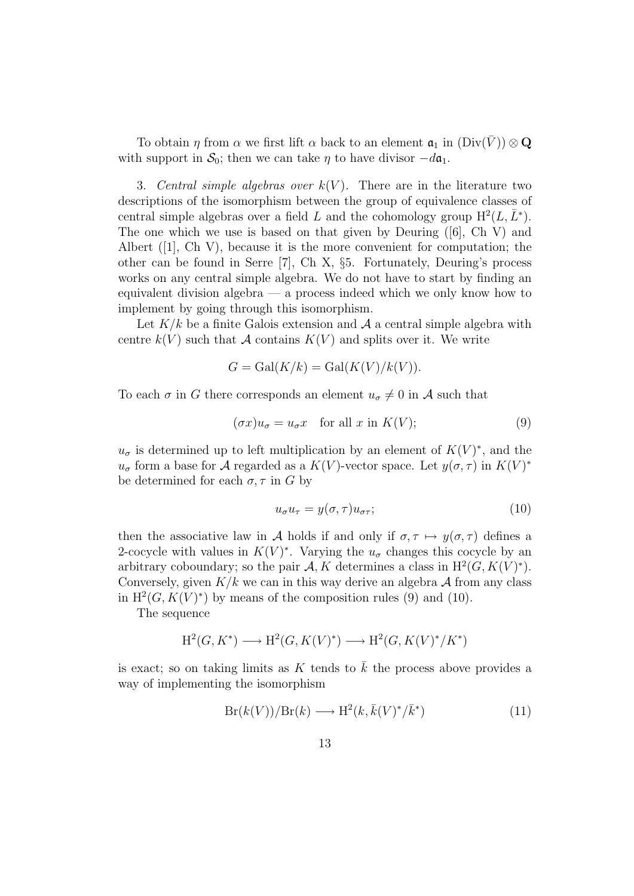To obtain $\eta$ from $\alpha$ we first lift $\alpha$ back to an element $\mathfrak{a}_1$ in $(\mathrm{Div}(\bar{V})) \otimes \mathbf{Q}$ with support in $\mathcal{S}_0$; then we can take $\eta$ to have divisor $-d\mathfrak{a}_1$.

3. *Central simple algebras over $k(V)$.* There are in the literature two descriptions of the isomorphism between the group of equivalence classes of central simple algebras over a field $L$ and the cohomology group $\mathrm{H}^2(L, \bar{L}^*)$. The one which we use is based on that given by Deuring ([6], Ch V) and Albert ([1], Ch V), because it is the more convenient for computation; the other can be found in Serre [7], Ch X, §5. Fortunately, Deuring's process works on any central simple algebra. We do not have to start by finding an equivalent division algebra — a process indeed which we only know how to implement by going through this isomorphism.

Let $K/k$ be a finite Galois extension and $\mathcal{A}$ a central simple algebra with centre $k(V)$ such that $\mathcal{A}$ contains $K(V)$ and splits over it. We write

$$G = \mathrm{Gal}(K/k) = \mathrm{Gal}(K(V)/k(V)).$$

To each $\sigma$ in $G$ there corresponds an element $u_\sigma \neq 0$ in $\mathcal{A}$ such that

$$(\sigma x)u_\sigma = u_\sigma x \quad \text{for all } x \text{ in } K(V); \tag{9}$$

$u_\sigma$ is determined up to left multiplication by an element of $K(V)^*$, and the $u_\sigma$ form a base for $\mathcal{A}$ regarded as a $K(V)$-vector space. Let $y(\sigma, \tau)$ in $K(V)^*$ be determined for each $\sigma, \tau$ in $G$ by

$$u_\sigma u_\tau = y(\sigma, \tau) u_{\sigma\tau}; \tag{10}$$

then the associative law in $\mathcal{A}$ holds if and only if $\sigma, \tau \mapsto y(\sigma, \tau)$ defines a 2-cocycle with values in $K(V)^*$. Varying the $u_\sigma$ changes this cocycle by an arbitrary coboundary; so the pair $\mathcal{A}, K$ determines a class in $\mathrm{H}^2(G, K(V)^*)$. Conversely, given $K/k$ we can in this way derive an algebra $\mathcal{A}$ from any class in $\mathrm{H}^2(G, K(V)^*)$ by means of the composition rules (9) and (10).

The sequence

$$\mathrm{H}^2(G, K^*) \longrightarrow \mathrm{H}^2(G, K(V)^*) \longrightarrow \mathrm{H}^2(G, K(V)^*/K^*)$$

is exact; so on taking limits as $K$ tends to $\bar{k}$ the process above provides a way of implementing the isomorphism

$$\mathrm{Br}(k(V))/\mathrm{Br}(k) \longrightarrow \mathrm{H}^2(k, \bar{k}(V)^*/\bar{k}^*) \tag{11}$$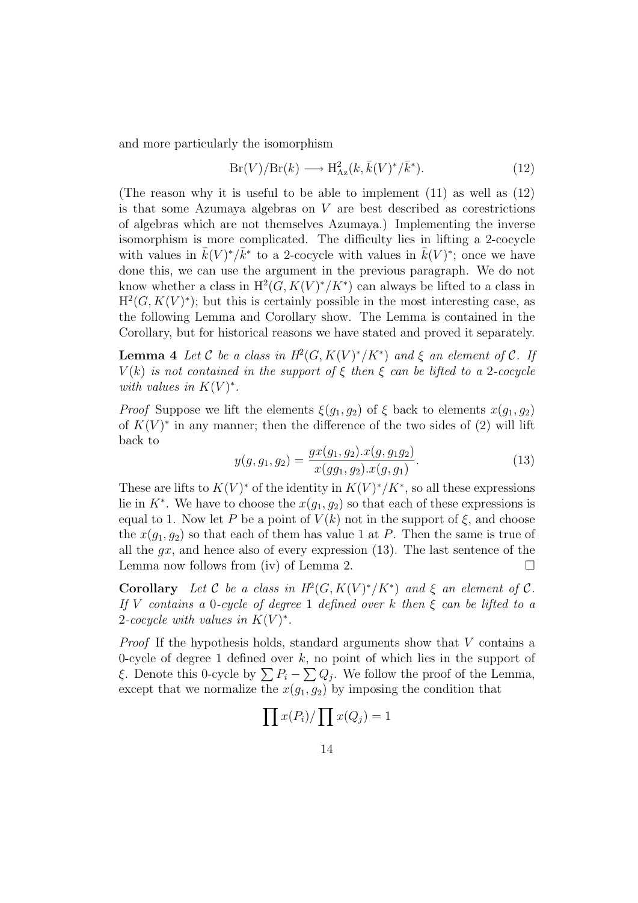and more particularly the isomorphism

$$\mathrm{Br}(V)/\mathrm{Br}(k) \longrightarrow \mathrm{H}^2_{\mathrm{Az}}(k, \bar{k}(V)^*/\bar{k}^*). \tag{12}$$

(The reason why it is useful to be able to implement (11) as well as (12) is that some Azumaya algebras on $V$ are best described as corestrictions of algebras which are not themselves Azumaya.) Implementing the inverse isomorphism is more complicated. The difficulty lies in lifting a 2-cocycle with values in $\bar{k}(V)^*/\bar{k}^*$ to a 2-cocycle with values in $\bar{k}(V)^*$; once we have done this, we can use the argument in the previous paragraph. We do not know whether a class in $\mathrm{H}^2(G, K(V)^*/K^*)$ can always be lifted to a class in $\mathrm{H}^2(G, K(V)^*)$; but this is certainly possible in the most interesting case, as the following Lemma and Corollary show. The Lemma is contained in the Corollary, but for historical reasons we have stated and proved it separately.

**Lemma 4** *Let $\mathcal{C}$ be a class in $H^2(G, K(V)^*/K^*)$ and $\xi$ an element of $\mathcal{C}$. If $V(k)$ is not contained in the support of $\xi$ then $\xi$ can be lifted to a 2-cocycle with values in $K(V)^*$.*

*Proof* Suppose we lift the elements $\xi(g_1, g_2)$ of $\xi$ back to elements $x(g_1, g_2)$ of $K(V)^*$ in any manner; then the difference of the two sides of (2) will lift back to

$$y(g, g_1, g_2) = \frac{gx(g_1, g_2).x(g, g_1g_2)}{x(gg_1, g_2).x(g, g_1)}. \tag{13}$$

These are lifts to $K(V)^*$ of the identity in $K(V)^*/K^*$, so all these expressions lie in $K^*$. We have to choose the $x(g_1, g_2)$ so that each of these expressions is equal to 1. Now let $P$ be a point of $V(k)$ not in the support of $\xi$, and choose the $x(g_1, g_2)$ so that each of them has value 1 at $P$. Then the same is true of all the $gx$, and hence also of every expression (13). The last sentence of the Lemma now follows from (iv) of Lemma 2. □

**Corollary** *Let $\mathcal{C}$ be a class in $H^2(G, K(V)^*/K^*)$ and $\xi$ an element of $\mathcal{C}$. If $V$ contains a 0-cycle of degree 1 defined over $k$ then $\xi$ can be lifted to a 2-cocycle with values in $K(V)^*$.*

*Proof* If the hypothesis holds, standard arguments show that $V$ contains a 0-cycle of degree 1 defined over $k$, no point of which lies in the support of $\xi$. Denote this 0-cycle by $\sum P_i - \sum Q_j$. We follow the proof of the Lemma, except that we normalize the $x(g_1, g_2)$ by imposing the condition that

$$\prod x(P_i)/\prod x(Q_j) = 1$$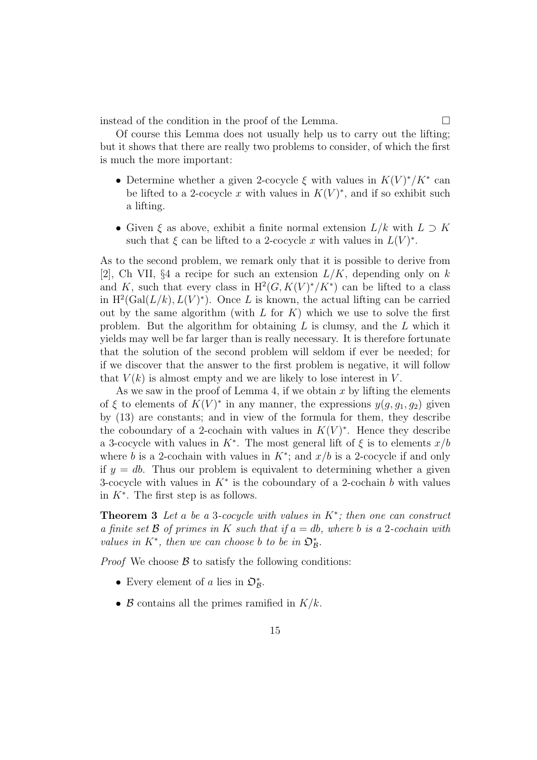instead of the condition in the proof of the Lemma. □

Of course this Lemma does not usually help us to carry out the lifting; but it shows that there are really two problems to consider, of which the first is much the more important:

- Determine whether a given 2-cocycle $\xi$ with values in $K(V)^*/K^*$ can be lifted to a 2-cocycle $x$ with values in $K(V)^*$, and if so exhibit such a lifting.
- Given $\xi$ as above, exhibit a finite normal extension $L/k$ with $L \supset K$ such that $\xi$ can be lifted to a 2-cocycle $x$ with values in $L(V)^*$.

As to the second problem, we remark only that it is possible to derive from [2], Ch VII, §4 a recipe for such an extension $L/K$, depending only on $k$ and $K$, such that every class in $\mathrm{H}^2(G, K(V)^*/K^*)$ can be lifted to a class in $\mathrm{H}^2(\mathrm{Gal}(L/k), L(V)^*)$. Once $L$ is known, the actual lifting can be carried out by the same algorithm (with $L$ for $K$) which we use to solve the first problem. But the algorithm for obtaining $L$ is clumsy, and the $L$ which it yields may well be far larger than is really necessary. It is therefore fortunate that the solution of the second problem will seldom if ever be needed; for if we discover that the answer to the first problem is negative, it will follow that $V(k)$ is almost empty and we are likely to lose interest in $V$.

As we saw in the proof of Lemma 4, if we obtain $x$ by lifting the elements of $\xi$ to elements of $K(V)^*$ in any manner, the expressions $y(g, g_1, g_2)$ given by (13) are constants; and in view of the formula for them, they describe the coboundary of a 2-cochain with values in $K(V)^*$. Hence they describe a 3-cocycle with values in $K^*$. The most general lift of $\xi$ is to elements $x/b$ where $b$ is a 2-cochain with values in $K^*$; and $x/b$ is a 2-cocycle if and only if $y = db$. Thus our problem is equivalent to determining whether a given 3-cocycle with values in $K^*$ is the coboundary of a 2-cochain $b$ with values in $K^*$. The first step is as follows.

**Theorem 3** *Let $a$ be a 3-cocycle with values in $K^*$; then one can construct a finite set $\mathcal{B}$ of primes in $K$ such that if $a = db$, where $b$ is a 2-cochain with values in $K^*$, then we can choose $b$ to be in $\mathfrak{O}^*_{\mathcal{B}}$.*

*Proof* We choose $\mathcal{B}$ to satisfy the following conditions:

- Every element of $a$ lies in $\mathfrak{O}^*_{\mathcal{B}}$.
- $\mathcal{B}$ contains all the primes ramified in $K/k$.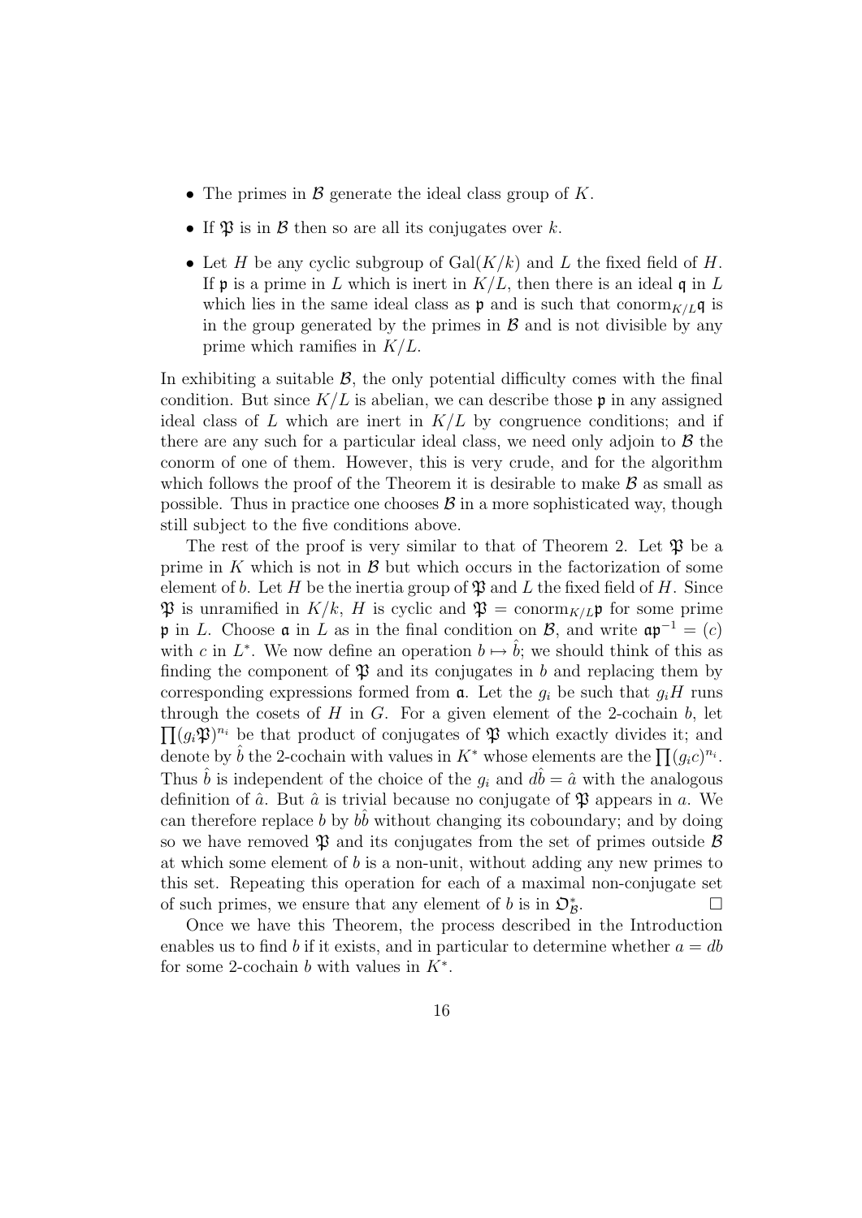- The primes in $\mathcal{B}$ generate the ideal class group of $K$.
- If $\mathfrak{P}$ is in $\mathcal{B}$ then so are all its conjugates over $k$.
- Let $H$ be any cyclic subgroup of $\mathrm{Gal}(K/k)$ and $L$ the fixed field of $H$. If $\mathfrak{p}$ is a prime in $L$ which is inert in $K/L$, then there is an ideal $\mathfrak{q}$ in $L$ which lies in the same ideal class as $\mathfrak{p}$ and is such that $\mathrm{conorm}_{K/L}\mathfrak{q}$ is in the group generated by the primes in $\mathcal{B}$ and is not divisible by any prime which ramifies in $K/L$.

In exhibiting a suitable $\mathcal{B}$, the only potential difficulty comes with the final condition. But since $K/L$ is abelian, we can describe those $\mathfrak{p}$ in any assigned ideal class of $L$ which are inert in $K/L$ by congruence conditions; and if there are any such for a particular ideal class, we need only adjoin to $\mathcal{B}$ the conorm of one of them. However, this is very crude, and for the algorithm which follows the proof of the Theorem it is desirable to make $\mathcal{B}$ as small as possible. Thus in practice one chooses $\mathcal{B}$ in a more sophisticated way, though still subject to the five conditions above.

The rest of the proof is very similar to that of Theorem 2. Let $\mathfrak{P}$ be a prime in $K$ which is not in $\mathcal{B}$ but which occurs in the factorization of some element of $b$. Let $H$ be the inertia group of $\mathfrak{P}$ and $L$ the fixed field of $H$. Since $\mathfrak{P}$ is unramified in $K/k$, $H$ is cyclic and $\mathfrak{P} = \mathrm{conorm}_{K/L}\mathfrak{p}$ for some prime $\mathfrak{p}$ in $L$. Choose $\mathfrak{a}$ in $L$ as in the final condition on $\mathcal{B}$, and write $\mathfrak{a}\mathfrak{p}^{-1} = (c)$ with $c$ in $L^*$. We now define an operation $b \mapsto \hat{b}$; we should think of this as finding the component of $\mathfrak{P}$ and its conjugates in $b$ and replacing them by corresponding expressions formed from $\mathfrak{a}$. Let the $g_i$ be such that $g_i H$ runs through the cosets of $H$ in $G$. For a given element of the 2-cochain $b$, let $\prod (g_i\mathfrak{P})^{n_i}$ be that product of conjugates of $\mathfrak{P}$ which exactly divides it; and denote by $\hat{b}$ the 2-cochain with values in $K^*$ whose elements are the $\prod (g_i c)^{n_i}$. Thus $\hat{b}$ is independent of the choice of the $g_i$ and $d\hat{b} = \hat{a}$ with the analogous definition of $\hat{a}$. But $\hat{a}$ is trivial because no conjugate of $\mathfrak{P}$ appears in $a$. We can therefore replace $b$ by $b\hat{b}$ without changing its coboundary; and by doing so we have removed $\mathfrak{P}$ and its conjugates from the set of primes outside $\mathcal{B}$ at which some element of $b$ is a non-unit, without adding any new primes to this set. Repeating this operation for each of a maximal non-conjugate set of such primes, we ensure that any element of $b$ is in $\mathfrak{O}^*_{\mathcal{B}}$. □

Once we have this Theorem, the process described in the Introduction enables us to find $b$ if it exists, and in particular to determine whether $a = db$ for some 2-cochain $b$ with values in $K^*$.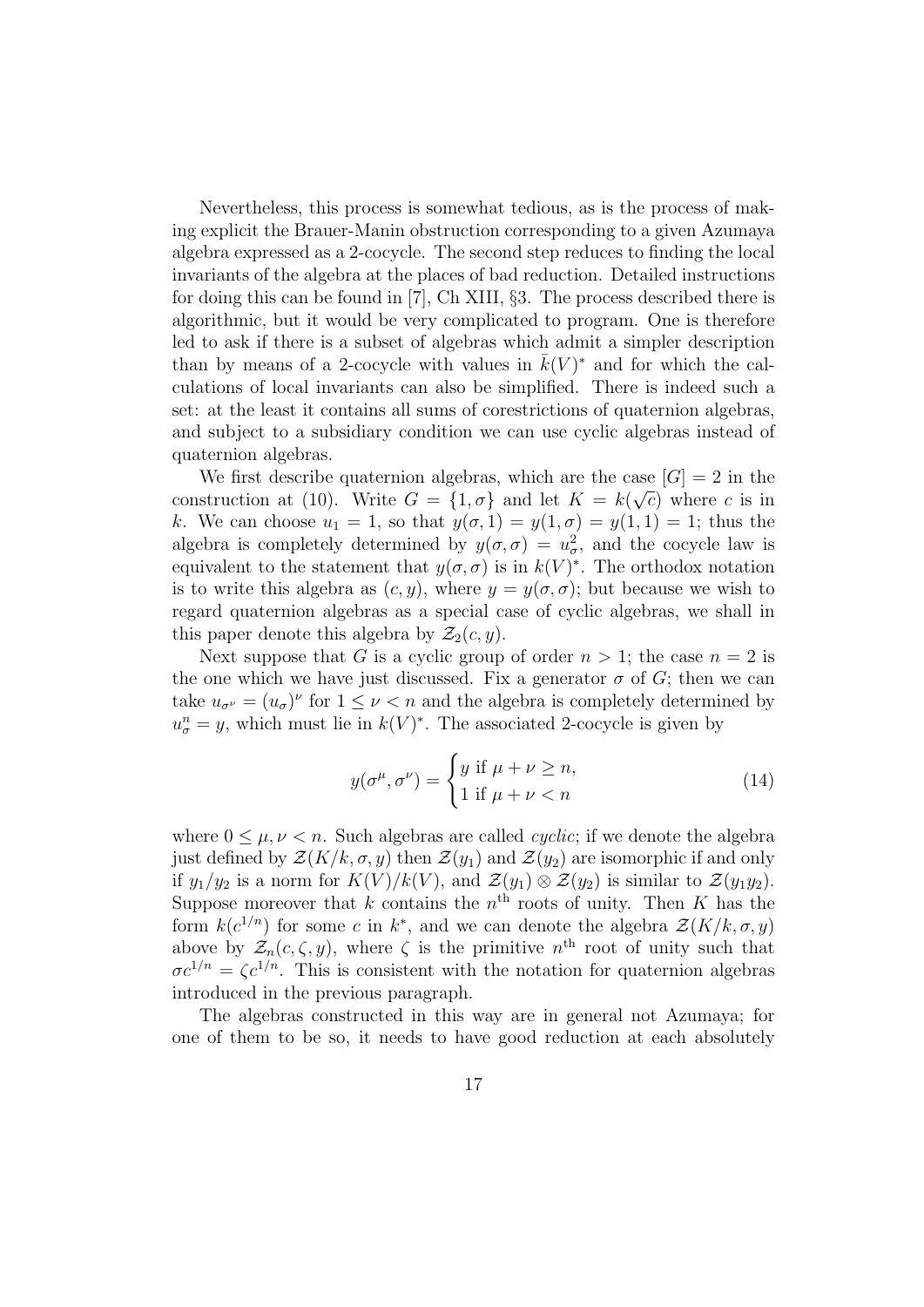Nevertheless, this process is somewhat tedious, as is the process of making explicit the Brauer-Manin obstruction corresponding to a given Azumaya algebra expressed as a 2-cocycle. The second step reduces to finding the local invariants of the algebra at the places of bad reduction. Detailed instructions for doing this can be found in [7], Ch XIII, §3. The process described there is algorithmic, but it would be very complicated to program. One is therefore led to ask if there is a subset of algebras which admit a simpler description than by means of a 2-cocycle with values in $\bar{k}(V)^*$ and for which the calculations of local invariants can also be simplified. There is indeed such a set: at the least it contains all sums of corestrictions of quaternion algebras, and subject to a subsidiary condition we can use cyclic algebras instead of quaternion algebras.

We first describe quaternion algebras, which are the case $[G] = 2$ in the construction at (10). Write $G = \{1, \sigma\}$ and let $K = k(\sqrt{c})$ where $c$ is in $k$. We can choose $u_1 = 1$, so that $y(\sigma, 1) = y(1, \sigma) = y(1, 1) = 1$; thus the algebra is completely determined by $y(\sigma, \sigma) = u_\sigma^2$, and the cocycle law is equivalent to the statement that $y(\sigma, \sigma)$ is in $k(V)^*$. The orthodox notation is to write this algebra as $(c, y)$, where $y = y(\sigma, \sigma)$; but because we wish to regard quaternion algebras as a special case of cyclic algebras, we shall in this paper denote this algebra by $\mathcal{Z}_2(c, y)$.

Next suppose that $G$ is a cyclic group of order $n > 1$; the case $n = 2$ is the one which we have just discussed. Fix a generator $\sigma$ of $G$; then we can take $u_{\sigma^\nu} = (u_\sigma)^\nu$ for $1 \leq \nu < n$ and the algebra is completely determined by $u_\sigma^n = y$, which must lie in $k(V)^*$. The associated 2-cocycle is given by

$$y(\sigma^\mu, \sigma^\nu) = \begin{cases} y \text{ if } \mu + \nu \geq n, \\ 1 \text{ if } \mu + \nu < n \end{cases} \tag{14}$$

where $0 \leq \mu, \nu < n$. Such algebras are called *cyclic*; if we denote the algebra just defined by $\mathcal{Z}(K/k, \sigma, y)$ then $\mathcal{Z}(y_1)$ and $\mathcal{Z}(y_2)$ are isomorphic if and only if $y_1/y_2$ is a norm for $K(V)/k(V)$, and $\mathcal{Z}(y_1) \otimes \mathcal{Z}(y_2)$ is similar to $\mathcal{Z}(y_1 y_2)$. Suppose moreover that $k$ contains the $n^{\text{th}}$ roots of unity. Then $K$ has the form $k(c^{1/n})$ for some $c$ in $k^*$, and we can denote the algebra $\mathcal{Z}(K/k, \sigma, y)$ above by $\mathcal{Z}_n(c, \zeta, y)$, where $\zeta$ is the primitive $n^{\text{th}}$ root of unity such that $\sigma c^{1/n} = \zeta c^{1/n}$. This is consistent with the notation for quaternion algebras introduced in the previous paragraph.

The algebras constructed in this way are in general not Azumaya; for one of them to be so, it needs to have good reduction at each absolutely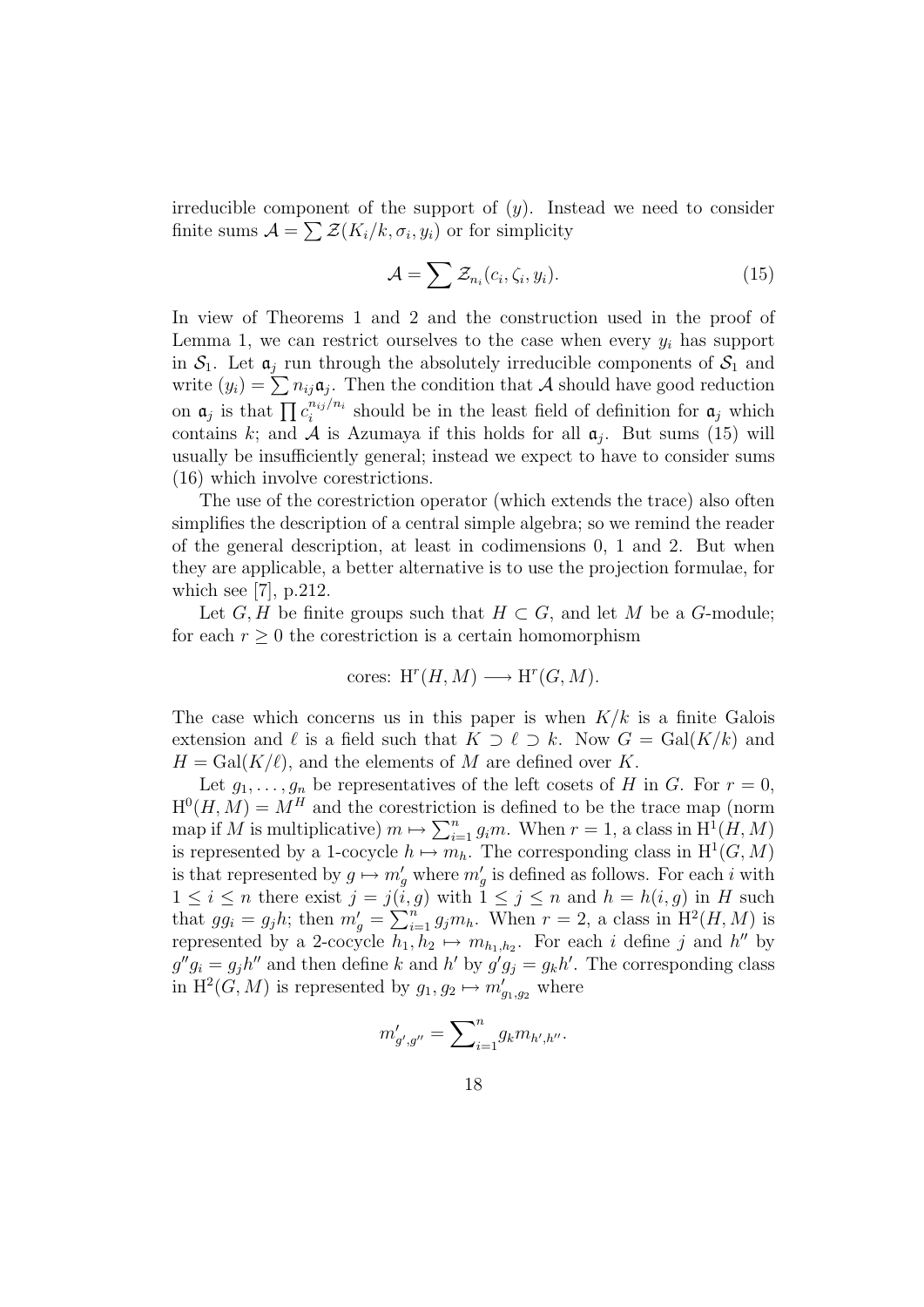irreducible component of the support of $(y)$. Instead we need to consider finite sums $\mathcal{A} = \sum \mathcal{Z}(K_i/k, \sigma_i, y_i)$ or for simplicity

$$\mathcal{A} = \sum \mathcal{Z}_{n_i}(c_i, \zeta_i, y_i). \tag{15}$$

In view of Theorems 1 and 2 and the construction used in the proof of Lemma 1, we can restrict ourselves to the case when every $y_i$ has support in $\mathcal{S}_1$. Let $\mathfrak{a}_j$ run through the absolutely irreducible components of $\mathcal{S}_1$ and write $(y_i) = \sum n_{ij}\mathfrak{a}_j$. Then the condition that $\mathcal{A}$ should have good reduction on $\mathfrak{a}_j$ is that $\prod c_i^{n_{ij}/n_i}$ should be in the least field of definition for $\mathfrak{a}_j$ which contains $k$; and $\mathcal{A}$ is Azumaya if this holds for all $\mathfrak{a}_j$. But sums (15) will usually be insufficiently general; instead we expect to have to consider sums (16) which involve corestrictions.

The use of the corestriction operator (which extends the trace) also often simplifies the description of a central simple algebra; so we remind the reader of the general description, at least in codimensions 0, 1 and 2. But when they are applicable, a better alternative is to use the projection formulae, for which see [7], p.212.

Let $G, H$ be finite groups such that $H \subset G$, and let $M$ be a $G$-module; for each $r \geq 0$ the corestriction is a certain homomorphism

$$\text{cores: } \mathrm{H}^r(H, M) \longrightarrow \mathrm{H}^r(G, M).$$

The case which concerns us in this paper is when $K/k$ is a finite Galois extension and $\ell$ is a field such that $K \supset \ell \supset k$. Now $G = \mathrm{Gal}(K/k)$ and $H = \mathrm{Gal}(K/\ell)$, and the elements of $M$ are defined over $K$.

Let $g_1, \ldots, g_n$ be representatives of the left cosets of $H$ in $G$. For $r = 0$, $\mathrm{H}^0(H, M) = M^H$ and the corestriction is defined to be the trace map (norm map if $M$ is multiplicative) $m \mapsto \sum_{i=1}^n g_i m$. When $r = 1$, a class in $\mathrm{H}^1(H, M)$ is represented by a 1-cocycle $h \mapsto m_h$. The corresponding class in $\mathrm{H}^1(G, M)$ is that represented by $g \mapsto m'_g$ where $m'_g$ is defined as follows. For each $i$ with $1 \leq i \leq n$ there exist $j = j(i, g)$ with $1 \leq j \leq n$ and $h = h(i, g)$ in $H$ such that $gg_i = g_j h$; then $m'_g = \sum_{i=1}^n g_j m_h$. When $r = 2$, a class in $\mathrm{H}^2(H, M)$ is represented by a 2-cocycle $h_1, h_2 \mapsto m_{h_1, h_2}$. For each $i$ define $j$ and $h''$ by $g'' g_i = g_j h''$ and then define $k$ and $h'$ by $g' g_j = g_k h'$. The corresponding class in $\mathrm{H}^2(G, M)$ is represented by $g_1, g_2 \mapsto m'_{g_1, g_2}$ where

$$m'_{g', g''} = \sum\nolimits_{i=1}^n g_k m_{h', h''}.$$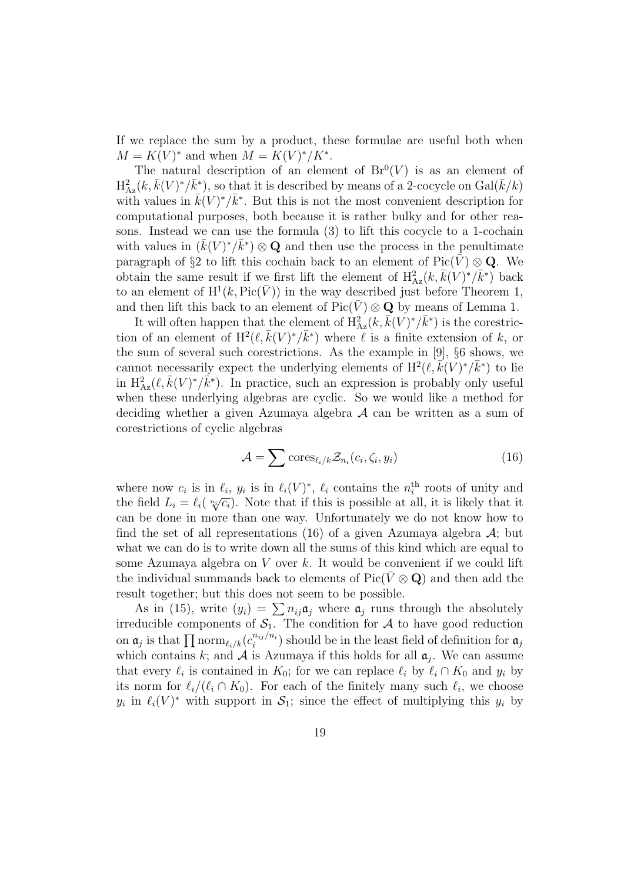If we replace the sum by a product, these formulae are useful both when $M = K(V)^*$ and when $M = K(V)^*/K^*$.

The natural description of an element of $\mathrm{Br}^0(V)$ is as an element of $\mathrm{H}^2_{\mathrm{Az}}(k, \bar{k}(V)^*/\bar{k}^*)$, so that it is described by means of a 2-cocycle on $\mathrm{Gal}(\bar{k}/k)$ with values in $\bar{k}(V)^*/\bar{k}^*$. But this is not the most convenient description for computational purposes, both because it is rather bulky and for other reasons. Instead we can use the formula (3) to lift this cocycle to a 1-cochain with values in $(\bar{k}(V)^*/\bar{k}^*) \otimes \mathbf{Q}$ and then use the process in the penultimate paragraph of §2 to lift this cochain back to an element of $\mathrm{Pic}(\bar{V}) \otimes \mathbf{Q}$. We obtain the same result if we first lift the element of $\mathrm{H}^2_{\mathrm{Az}}(k, \bar{k}(V)^*/\bar{k}^*)$ back to an element of $\mathrm{H}^1(k, \mathrm{Pic}(\bar{V}))$ in the way described just before Theorem 1, and then lift this back to an element of $\mathrm{Pic}(\bar{V}) \otimes \mathbf{Q}$ by means of Lemma 1.

It will often happen that the element of $\mathrm{H}^2_{\mathrm{Az}}(k, \bar{k}(V)^*/\bar{k}^*)$ is the corestriction of an element of $\mathrm{H}^2(\ell, \bar{k}(V)^*/\bar{k}^*)$ where $\ell$ is a finite extension of $k$, or the sum of several such corestrictions. As the example in [9], §6 shows, we cannot necessarily expect the underlying elements of $\mathrm{H}^2(\ell, \bar{k}(V)^*/\bar{k}^*)$ to lie in $\mathrm{H}^2_{\mathrm{Az}}(\ell, \bar{k}(V)^*/\bar{k}^*)$. In practice, such an expression is probably only useful when these underlying algebras are cyclic. So we would like a method for deciding whether a given Azumaya algebra $\mathcal{A}$ can be written as a sum of corestrictions of cyclic algebras

$$\mathcal{A} = \sum \mathrm{cores}_{\ell_i/k} \mathcal{Z}_{n_i}(c_i, \zeta_i, y_i) \tag{16}$$

where now $c_i$ is in $\ell_i$, $y_i$ is in $\ell_i(V)^*$, $\ell_i$ contains the $n_i^{\text{th}}$ roots of unity and the field $L_i = \ell_i(\sqrt[n_i]{c_i})$. Note that if this is possible at all, it is likely that it can be done in more than one way. Unfortunately we do not know how to find the set of all representations (16) of a given Azumaya algebra $\mathcal{A}$; but what we can do is to write down all the sums of this kind which are equal to some Azumaya algebra on $V$ over $k$. It would be convenient if we could lift the individual summands back to elements of $\mathrm{Pic}(\bar{V} \otimes \mathbf{Q})$ and then add the result together; but this does not seem to be possible.

As in (15), write $(y_i) = \sum n_{ij} \mathfrak{a}_j$ where $\mathfrak{a}_j$ runs through the absolutely irreducible components of $\mathcal{S}_1$. The condition for $\mathcal{A}$ to have good reduction on $\mathfrak{a}_j$ is that $\prod \mathrm{norm}_{\ell_i/k}(c_i^{n_{ij}/n_i})$ should be in the least field of definition for $\mathfrak{a}_j$ which contains $k$; and $\mathcal{A}$ is Azumaya if this holds for all $\mathfrak{a}_j$. We can assume that every $\ell_i$ is contained in $K_0$; for we can replace $\ell_i$ by $\ell_i \cap K_0$ and $y_i$ by its norm for $\ell_i/(\ell_i \cap K_0)$. For each of the finitely many such $\ell_i$, we choose $y_i$ in $\ell_i(V)^*$ with support in $\mathcal{S}_1$; since the effect of multiplying this $y_i$ by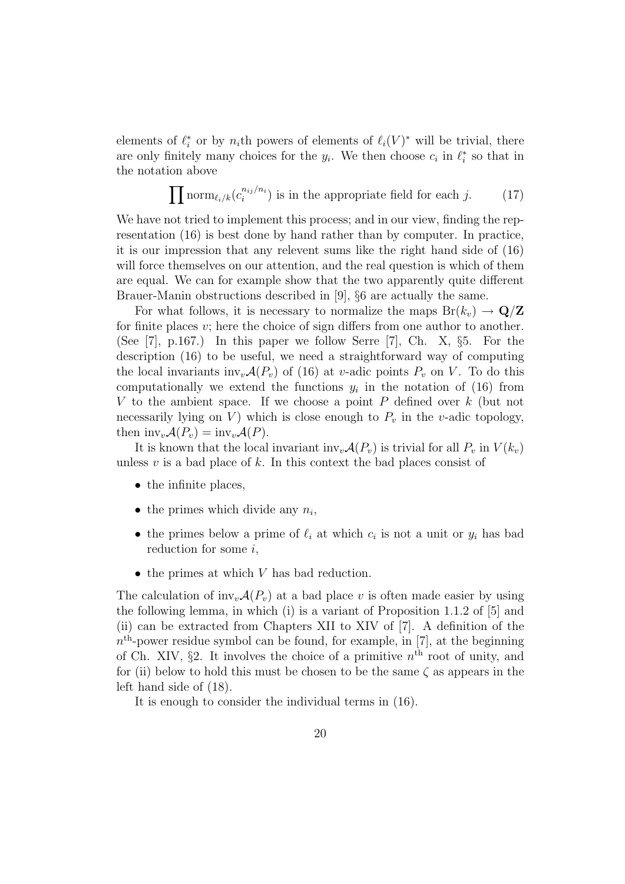elements of $\ell_i^*$ or by $n_i$th powers of elements of $\ell_i(V)^*$ will be trivial, there are only finitely many choices for the $y_i$. We then choose $c_i$ in $\ell_i^*$ so that in the notation above

$$\prod \mathrm{norm}_{\ell_i/k}(c_i^{n_{ij}/n_i}) \text{ is in the appropriate field for each } j. \tag{17}$$

We have not tried to implement this process; and in our view, finding the representation (16) is best done by hand rather than by computer. In practice, it is our impression that any relevent sums like the right hand side of (16) will force themselves on our attention, and the real question is which of them are equal. We can for example show that the two apparently quite different Brauer-Manin obstructions described in [9], §6 are actually the same.

For what follows, it is necessary to normalize the maps $\mathrm{Br}(k_v) \to \mathbf{Q}/\mathbf{Z}$ for finite places $v$; here the choice of sign differs from one author to another. (See [7], p.167.) In this paper we follow Serre [7], Ch. X, §5. For the description (16) to be useful, we need a straightforward way of computing the local invariants $\mathrm{inv}_v \mathcal{A}(P_v)$ of (16) at $v$-adic points $P_v$ on $V$. To do this computationally we extend the functions $y_i$ in the notation of (16) from $V$ to the ambient space. If we choose a point $P$ defined over $k$ (but not necessarily lying on $V$) which is close enough to $P_v$ in the $v$-adic topology, then $\mathrm{inv}_v \mathcal{A}(P_v) = \mathrm{inv}_v \mathcal{A}(P)$.

It is known that the local invariant $\mathrm{inv}_v \mathcal{A}(P_v)$ is trivial for all $P_v$ in $V(k_v)$ unless $v$ is a bad place of $k$. In this context the bad places consist of

- the infinite places,
- the primes which divide any $n_i$,
- the primes below a prime of $\ell_i$ at which $c_i$ is not a unit or $y_i$ has bad reduction for some $i$,
- the primes at which $V$ has bad reduction.

The calculation of $\mathrm{inv}_v \mathcal{A}(P_v)$ at a bad place $v$ is often made easier by using the following lemma, in which (i) is a variant of Proposition 1.1.2 of [5] and (ii) can be extracted from Chapters XII to XIV of [7]. A definition of the $n^{\mathrm{th}}$-power residue symbol can be found, for example, in [7], at the beginning of Ch. XIV, §2. It involves the choice of a primitive $n^{\mathrm{th}}$ root of unity, and for (ii) below to hold this must be chosen to be the same $\zeta$ as appears in the left hand side of (18).

It is enough to consider the individual terms in (16).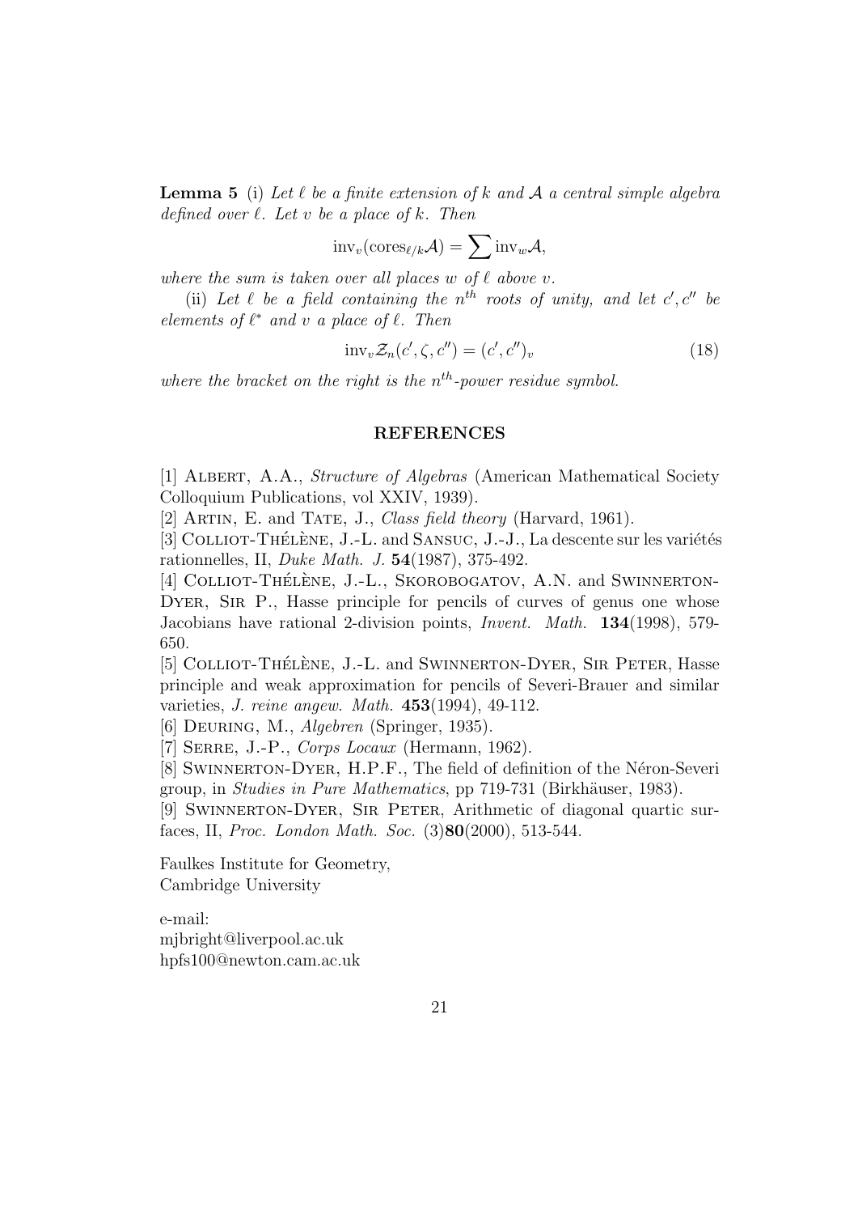**Lemma 5** (i) *Let $\ell$ be a finite extension of $k$ and $\mathcal{A}$ a central simple algebra defined over $\ell$. Let $v$ be a place of $k$. Then*

$$\mathrm{inv}_v(\mathrm{cores}_{\ell/k}\mathcal{A}) = \sum \mathrm{inv}_w \mathcal{A},$$

*where the sum is taken over all places $w$ of $\ell$ above $v$.*

(ii) *Let $\ell$ be a field containing the $n^{th}$ roots of unity, and let $c', c''$ be elements of $\ell^*$ and $v$ a place of $\ell$. Then*

$$\mathrm{inv}_v \mathcal{Z}_n(c', \zeta, c'') = (c', c'')_v \tag{18}$$

*where the bracket on the right is the $n^{th}$-power residue symbol.*

## REFERENCES

[1] Albert, A.A., *Structure of Algebras* (American Mathematical Society Colloquium Publications, vol XXIV, 1939).

[2] Artin, E. and Tate, J., *Class field theory* (Harvard, 1961).

[3] Colliot-Thélène, J.-L. and Sansuc, J.-J., La descente sur les variétés rationnelles, II, *Duke Math. J.* **54**(1987), 375-492.

[4] Colliot-Thélène, J.-L., Skorobogatov, A.N. and Swinnerton-Dyer, Sir P., Hasse principle for pencils of curves of genus one whose Jacobians have rational 2-division points, *Invent. Math.* **134**(1998), 579-650.

[5] Colliot-Thélène, J.-L. and Swinnerton-Dyer, Sir Peter, Hasse principle and weak approximation for pencils of Severi-Brauer and similar varieties, *J. reine angew. Math.* **453**(1994), 49-112.

[6] Deuring, M., *Algebren* (Springer, 1935).

[7] Serre, J.-P., *Corps Locaux* (Hermann, 1962).

[8] Swinnerton-Dyer, H.P.F., The field of definition of the Néron-Severi group, in *Studies in Pure Mathematics*, pp 719-731 (Birkhäuser, 1983).

[9] Swinnerton-Dyer, Sir Peter, Arithmetic of diagonal quartic surfaces, II, *Proc. London Math. Soc.* (3)**80**(2000), 513-544.

Faulkes Institute for Geometry,
Cambridge University

e-mail:
mjbright@liverpool.ac.uk
hpfs100@newton.cam.ac.uk